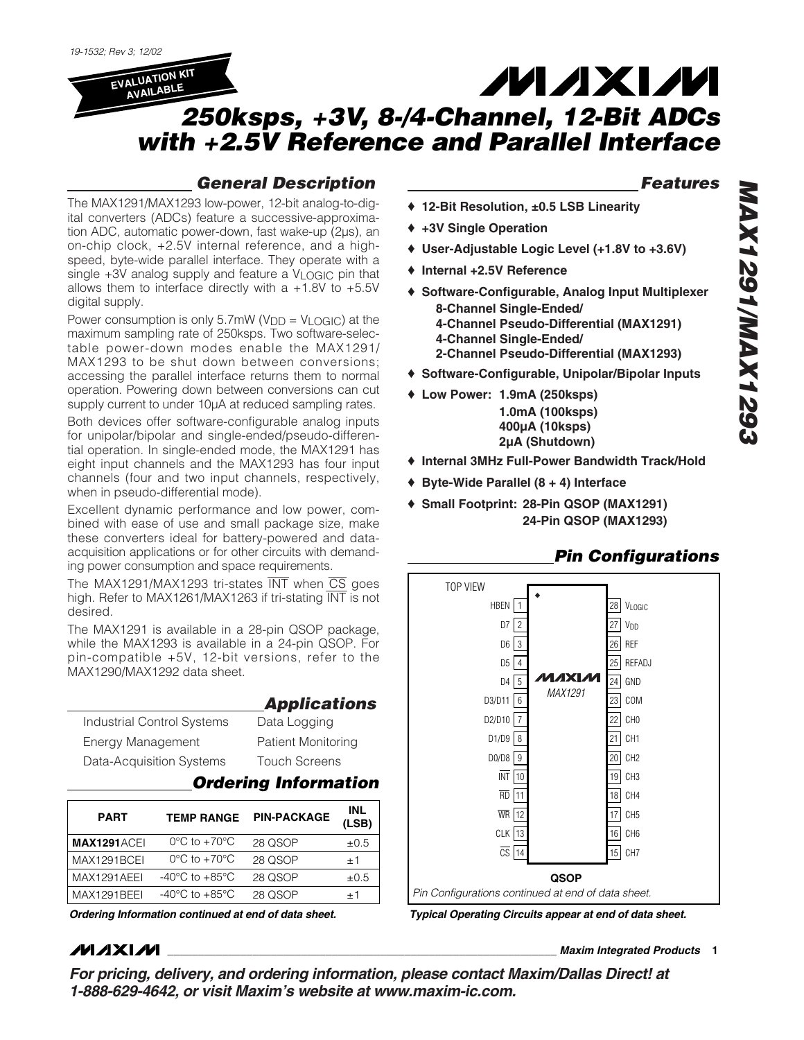19-1532; Rev 3; 12/02

EVALUATION KIT AVAILABLE

# 250ksps, +3V, 8-/4-Channel, 12-Bit ADCs with +2.5V Reference and Parallel Interface

## General Description

The MAX1291/MAX1293 low-power, 12-bit analog-to-digital converters (ADCs) feature a successive-approximation ADC, automatic power-down, fast wake-up (2µs), an on-chip clock, +2.5V internal reference, and a high-speed, byte-wide parallel interface. They operate with a single +3V analog supply and feature a $V_{LOGIC}$ pin that allows them to interface directly with a +1.8V to +5.5V digital supply.

Power consumption is only 5.7mW ($V_{DD}$ = $V_{LOGIC}$) at the maximum sampling rate of 250ksps. Two software-selectable power-down modes enable the MAX1291/MAX1293 to be shut down between conversions; accessing the parallel interface returns them to normal operation. Powering down between conversions can cut supply current to under 10µA at reduced sampling rates.

Both devices offer software-configurable analog inputs for unipolar/bipolar and single-ended/pseudo-differential operation. In single-ended mode, the MAX1291 has eight input channels and the MAX1293 has four input channels (four and two input channels, respectively, when in pseudo-differential mode).

Excellent dynamic performance and low power, combined with ease of use and small package size, make these converters ideal for battery-powered and data-acquisition applications or for other circuits with demanding power consumption and space requirements.

The MAX1291/MAX1293 tri-states INT when CS goes high. Refer to MAX1261/MAX1263 if tri-stating INT is not desired.

The MAX1291 is available in a 28-pin QSOP package, while the MAX1293 is available in a 24-pin QSOP. For pin-compatible +5V, 12-bit versions, refer to the MAX1290/MAX1292 data sheet.

## Applications

- Industrial Control Systems
- Energy Management
- Data-Acquisition Systems
- Data Logging
- Patient Monitoring
- Touch Screens

## Ordering Information

| PART | TEMP RANGE | PIN-PACKAGE | INL (LSB) |
|---|---|---|---|
| **MAX1291**ACEI | 0°C to +70°C | 28 QSOP | ±0.5 |
| MAX1291BCEI | 0°C to +70°C | 28 QSOP | ±1 |
| MAX1291AEEI | -40°C to +85°C | 28 QSOP | ±0.5 |
| MAX1291BEEI | -40°C to +85°C | 28 QSOP | ±1 |

*Ordering Information continued at end of data sheet.*

## Features

- ♦ 12-Bit Resolution, ±0.5 LSB Linearity
- ♦ +3V Single Operation
- ♦ User-Adjustable Logic Level (+1.8V to +3.6V)
- ♦ Internal +2.5V Reference
- ♦ Software-Configurable, Analog Input Multiplexer
  - 8-Channel Single-Ended/
  - 4-Channel Pseudo-Differential (MAX1291)
  - 4-Channel Single-Ended/
  - 2-Channel Pseudo-Differential (MAX1293)
- ♦ Software-Configurable, Unipolar/Bipolar Inputs
- ♦ Low Power: 1.9mA (250ksps)
  - 1.0mA (100ksps)
  - 400µA (10ksps)
  - 2µA (Shutdown)
- ♦ Internal 3MHz Full-Power Bandwidth Track/Hold
- ♦ Byte-Wide Parallel (8 + 4) Interface
- ♦ Small Footprint: 28-Pin QSOP (MAX1291)
  - 24-Pin QSOP (MAX1293)

## Pin Configurations

TOP VIEW — MAX1291 — QSOP

| PIN | NAME | PIN | NAME |
|---|---|---|---|
| 1 | HBEN | 28 | $V_{LOGIC}$ |
| 2 | D7 | 27 | $V_{DD}$ |
| 3 | D6 | 26 | REF |
| 4 | D5 | 25 | REFADJ |
| 5 | D4 | 24 | GND |
| 6 | D3/D11 | 23 | COM |
| 7 | D2/D10 | 22 | CH0 |
| 8 | D1/D9 | 21 | CH1 |
| 9 | D0/D8 | 20 | CH2 |
| 10 | INT | 19 | CH3 |
| 11 | RD | 18 | CH4 |
| 12 | WR | 17 | CH5 |
| 13 | CLK | 16 | CH6 |
| 14 | CS | 15 | CH7 |

*Pin Configurations continued at end of data sheet.*

*Typical Operating Circuits appear at end of data sheet.*

Maxim Integrated Products

***For pricing, delivery, and ordering information, please contact Maxim/Dallas Direct! at 1-888-629-4642, or visit Maxim's website at www.maxim-ic.com.***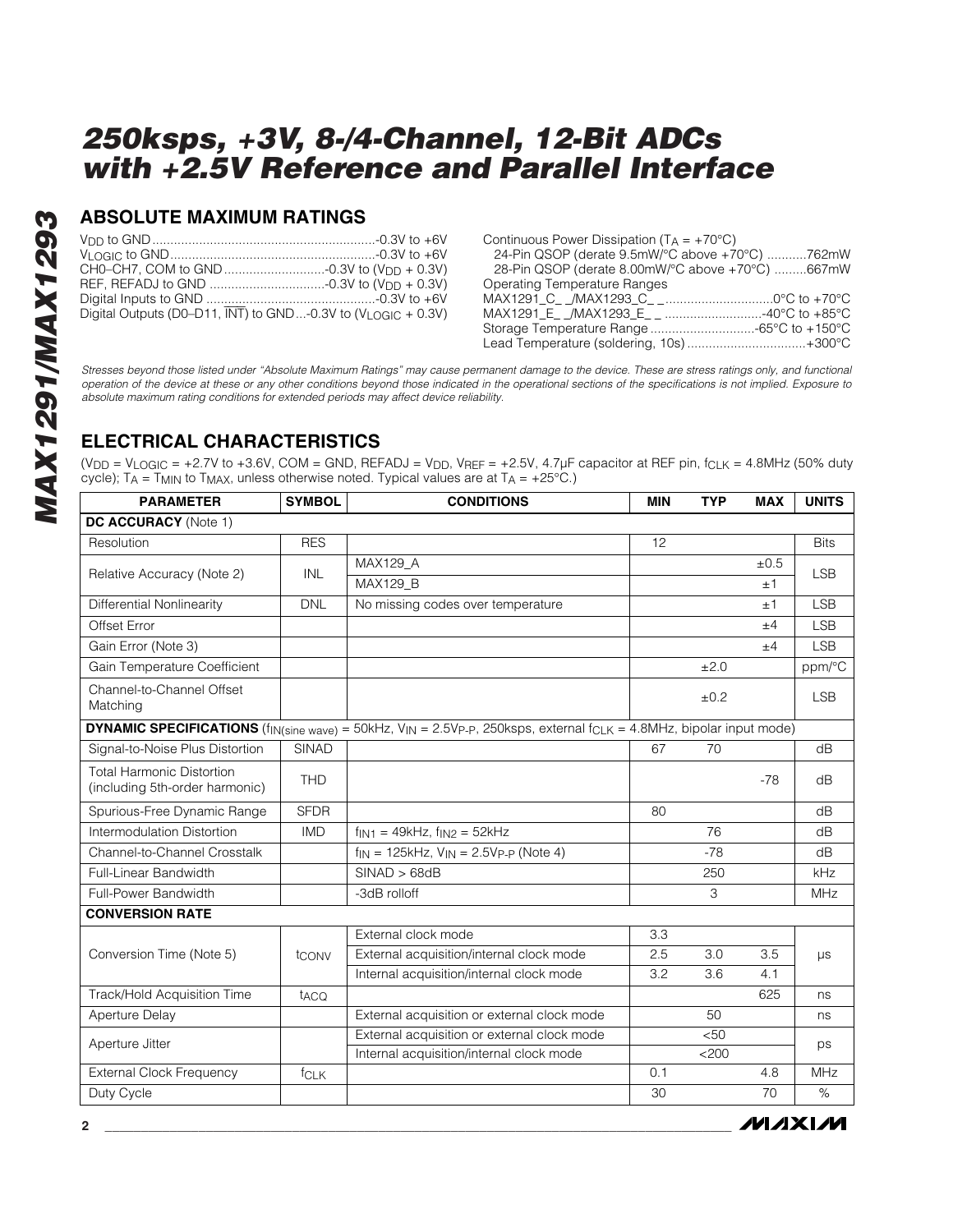# 250ksps, +3V, 8-/4-Channel, 12-Bit ADCs with +2.5V Reference and Parallel Interface

## ABSOLUTE MAXIMUM RATINGS

$V_{DD}$ to GND ............................................................-0.3V to +6V
$V_{LOGIC}$ to GND ........................................................-0.3V to +6V
CH0–CH7, COM to GND ............................-0.3V to ($V_{DD}$ + 0.3V)
REF, REFADJ to GND ................................-0.3V to ($V_{DD}$ + 0.3V)
Digital Inputs to GND ..............................................-0.3V to +6V
Digital Outputs (D0–D11, $\overline{INT}$) to GND ...-0.3V to ($V_{LOGIC}$ + 0.3V)

Continuous Power Dissipation ($T_A$ = +70°C)
24-Pin QSOP (derate 9.5mW/°C above +70°C) ...........762mW
28-Pin QSOP (derate 8.00mW/°C above +70°C) .........667mW
Operating Temperature Ranges
MAX1291_C_ _/MAX1293_C_ _ ..............................0°C to +70°C
MAX1291_E_ _/MAX1293_E_ _ ...........................-40°C to +85°C
Storage Temperature Range .............................-65°C to +150°C
Lead Temperature (soldering, 10s) .................................+300°C

*Stresses beyond those listed under "Absolute Maximum Ratings" may cause permanent damage to the device. These are stress ratings only, and functional operation of the device at these or any other conditions beyond those indicated in the operational sections of the specifications is not implied. Exposure to absolute maximum rating conditions for extended periods may affect device reliability.*

## ELECTRICAL CHARACTERISTICS

($V_{DD}$ = $V_{LOGIC}$ = +2.7V to +3.6V, COM = GND, REFADJ = $V_{DD}$, $V_{REF}$ = +2.5V, 4.7µF capacitor at REF pin, $f_{CLK}$ = 4.8MHz (50% duty cycle); $T_A$ = $T_{MIN}$ to $T_{MAX}$, unless otherwise noted. Typical values are at $T_A$ = +25°C.)

| PARAMETER | SYMBOL | CONDITIONS | MIN | TYP | MAX | UNITS |
|---|---|---|---|---|---|---|
| **DC ACCURACY** (Note 1) | | | | | | |
| Resolution | RES | | 12 | | | Bits |
| Relative Accuracy (Note 2) | INL | MAX129_A | | | ±0.5 | LSB |
| | | MAX129_B | | | ±1 | |
| Differential Nonlinearity | DNL | No missing codes over temperature | | | ±1 | LSB |
| Offset Error | | | | | ±4 | LSB |
| Gain Error (Note 3) | | | | | ±4 | LSB |
| Gain Temperature Coefficient | | | | ±2.0 | | ppm/°C |
| Channel-to-Channel Offset Matching | | | | ±0.2 | | LSB |
| **DYNAMIC SPECIFICATIONS** ($f_{IN(sine\ wave)}$ = 50kHz, $V_{IN}$ = 2.5$V_{P-P}$, 250ksps, external $f_{CLK}$ = 4.8MHz, bipolar input mode) | | | | | | |
| Signal-to-Noise Plus Distortion | SINAD | | 67 | 70 | | dB |
| Total Harmonic Distortion (including 5th-order harmonic) | THD | | | | -78 | dB |
| Spurious-Free Dynamic Range | SFDR | | 80 | | | dB |
| Intermodulation Distortion | IMD | $f_{IN1}$ = 49kHz, $f_{IN2}$ = 52kHz | | 76 | | dB |
| Channel-to-Channel Crosstalk | | $f_{IN}$ = 125kHz, $V_{IN}$ = 2.5$V_{P-P}$ (Note 4) | | -78 | | dB |
| Full-Linear Bandwidth | | SINAD > 68dB | | 250 | | kHz |
| Full-Power Bandwidth | | -3dB rolloff | | 3 | | MHz |
| **CONVERSION RATE** | | | | | | |
| Conversion Time (Note 5) | $t_{CONV}$ | External clock mode | 3.3 | | | µs |
| | | External acquisition/internal clock mode | 2.5 | 3.0 | 3.5 | |
| | | Internal acquisition/internal clock mode | 3.2 | 3.6 | 4.1 | |
| Track/Hold Acquisition Time | $t_{ACQ}$ | | | | 625 | ns |
| Aperture Delay | | External acquisition or external clock mode | | 50 | | ns |
| Aperture Jitter | | External acquisition or external clock mode | | <50 | | ps |
| | | Internal acquisition/internal clock mode | | <200 | | |
| External Clock Frequency | $f_{CLK}$ | | 0.1 | | 4.8 | MHz |
| Duty Cycle | | | 30 | | 70 | % |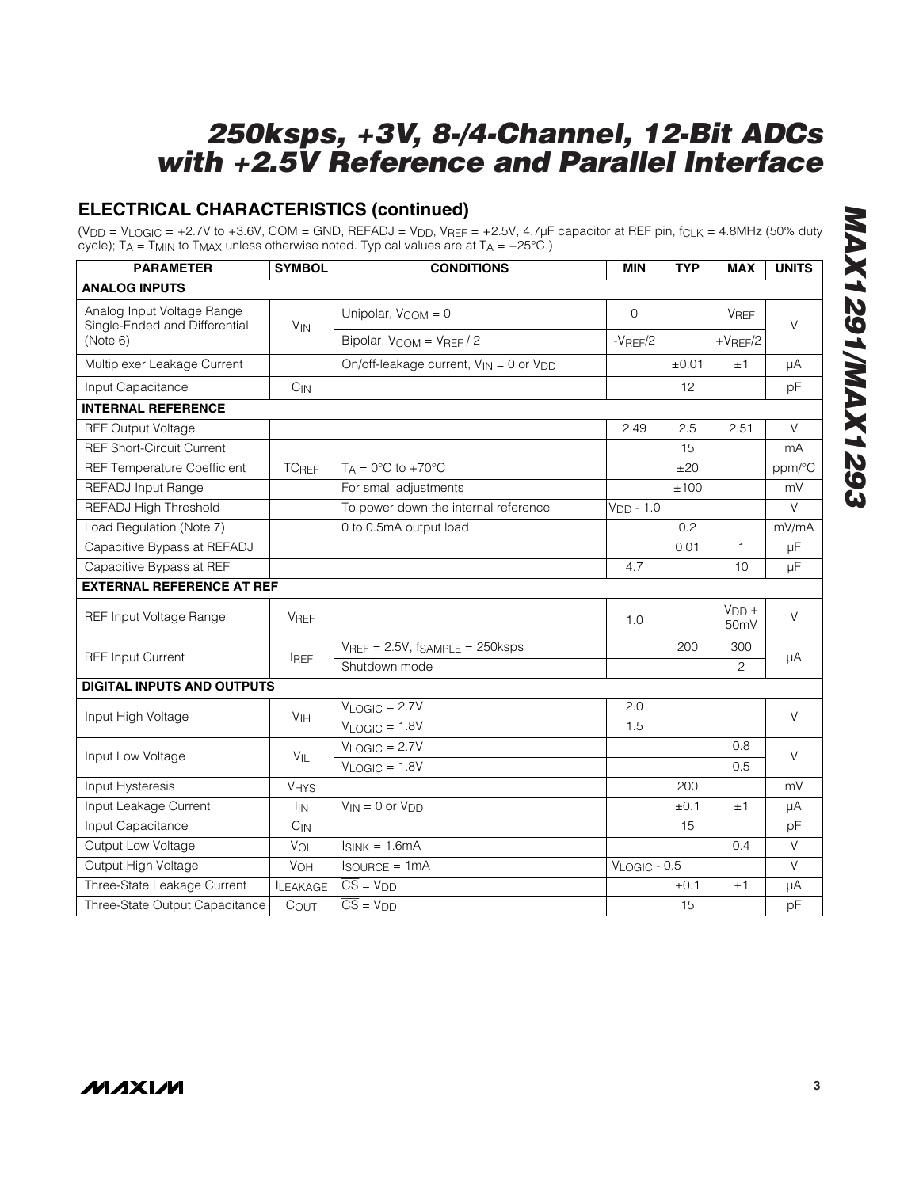## ELECTRICAL CHARACTERISTICS (continued)

($V_{DD}$ = $V_{LOGIC}$ = +2.7V to +3.6V, COM = GND, REFADJ = $V_{DD}$, $V_{REF}$ = +2.5V, 4.7µF capacitor at REF pin, $f_{CLK}$ = 4.8MHz (50% duty cycle); $T_A$ = $T_{MIN}$ to $T_{MAX}$ unless otherwise noted. Typical values are at $T_A$ = +25°C.)

| PARAMETER | SYMBOL | CONDITIONS | MIN | TYP | MAX | UNITS |
|---|---|---|---|---|---|---|
| **ANALOG INPUTS** | | | | | | |
| Analog Input Voltage Range Single-Ended and Differential (Note 6) | $V_{IN}$ | Unipolar, $V_{COM}$ = 0 | 0 | | $V_{REF}$ | V |
| | | Bipolar, $V_{COM}$ = $V_{REF}$ / 2 | $-V_{REF}/2$ | | $+V_{REF}/2$ | |
| Multiplexer Leakage Current | | On/off-leakage current, $V_{IN}$ = 0 or $V_{DD}$ | | ±0.01 | ±1 | µA |
| Input Capacitance | $C_{IN}$ | | | 12 | | pF |
| **INTERNAL REFERENCE** | | | | | | |
| REF Output Voltage | | | 2.49 | 2.5 | 2.51 | V |
| REF Short-Circuit Current | | | | 15 | | mA |
| REF Temperature Coefficient | $TC_{REF}$ | $T_A$ = 0°C to +70°C | | ±20 | | ppm/°C |
| REFADJ Input Range | | For small adjustments | | ±100 | | mV |
| REFADJ High Threshold | | To power down the internal reference | $V_{DD}$ - 1.0 | | | V |
| Load Regulation (Note 7) | | 0 to 0.5mA output load | | 0.2 | | mV/mA |
| Capacitive Bypass at REFADJ | | | | 0.01 | 1 | µF |
| Capacitive Bypass at REF | | | 4.7 | | 10 | µF |
| **EXTERNAL REFERENCE AT REF** | | | | | | |
| REF Input Voltage Range | $V_{REF}$ | | 1.0 | | $V_{DD}$ + 50mV | V |
| REF Input Current | $I_{REF}$ | $V_{REF}$ = 2.5V, $f_{SAMPLE}$ = 250ksps | | 200 | 300 | µA |
| | | Shutdown mode | | | 2 | |
| **DIGITAL INPUTS AND OUTPUTS** | | | | | | |
| Input High Voltage | $V_{IH}$ | $V_{LOGIC}$ = 2.7V | 2.0 | | | V |
| | | $V_{LOGIC}$ = 1.8V | 1.5 | | | |
| Input Low Voltage | $V_{IL}$ | $V_{LOGIC}$ = 2.7V | | | 0.8 | V |
| | | $V_{LOGIC}$ = 1.8V | | | 0.5 | |
| Input Hysteresis | $V_{HYS}$ | | | 200 | | mV |
| Input Leakage Current | $I_{IN}$ | $V_{IN}$ = 0 or $V_{DD}$ | | ±0.1 | ±1 | µA |
| Input Capacitance | $C_{IN}$ | | | 15 | | pF |
| Output Low Voltage | $V_{OL}$ | $I_{SINK}$ = 1.6mA | | | 0.4 | V |
| Output High Voltage | $V_{OH}$ | $I_{SOURCE}$ = 1mA | $V_{LOGIC}$ - 0.5 | | | V |
| Three-State Leakage Current | $I_{LEAKAGE}$ | $\overline{CS}$ = $V_{DD}$ | | ±0.1 | ±1 | µA |
| Three-State Output Capacitance | $C_{OUT}$ | $\overline{CS}$ = $V_{DD}$ | | 15 | | pF |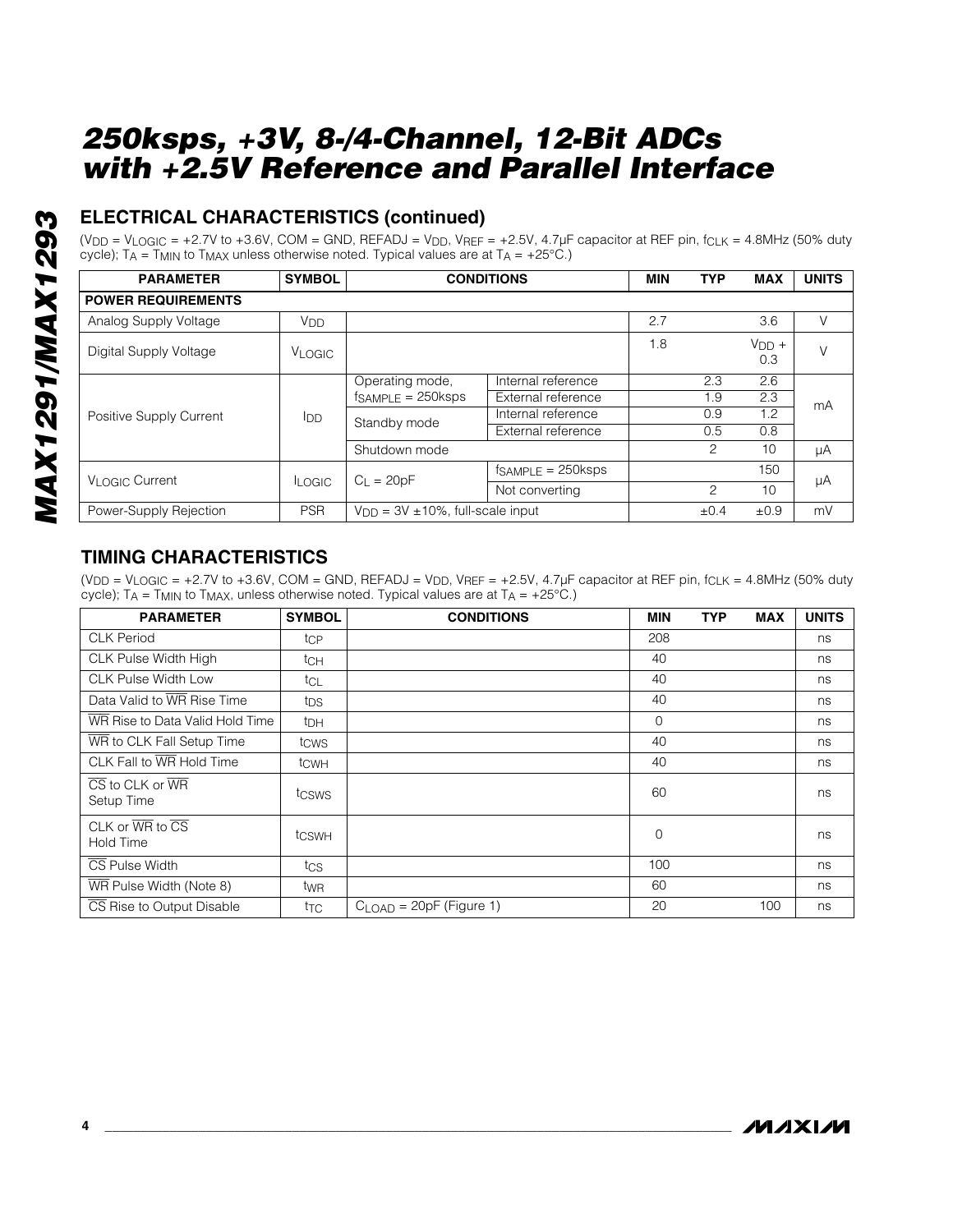## ELECTRICAL CHARACTERISTICS (continued)

($V_{DD}$ = $V_{LOGIC}$ = +2.7V to +3.6V, COM = GND, REFADJ = $V_{DD}$, $V_{REF}$ = +2.5V, 4.7µF capacitor at REF pin, $f_{CLK}$ = 4.8MHz (50% duty cycle); $T_A$ = $T_{MIN}$ to $T_{MAX}$ unless otherwise noted. Typical values are at $T_A$ = +25°C.)

| PARAMETER | SYMBOL | CONDITIONS | | MIN | TYP | MAX | UNITS |
|---|---|---|---|---|---|---|---|
| **POWER REQUIREMENTS** | | | | | | | |
| Analog Supply Voltage | $V_{DD}$ | | | 2.7 | | 3.6 | V |
| Digital Supply Voltage | $V_{LOGIC}$ | | | 1.8 | | $V_{DD}$ + 0.3 | V |
| Positive Supply Current | $I_{DD}$ | Operating mode, $f_{SAMPLE}$ = 250ksps | Internal reference | | 2.3 | 2.6 | mA |
| | | | External reference | | 1.9 | 2.3 | |
| | | Standby mode | Internal reference | | 0.9 | 1.2 | |
| | | | External reference | | 0.5 | 0.8 | |
| | | Shutdown mode | | | 2 | 10 | µA |
| $V_{LOGIC}$ Current | $I_{LOGIC}$ | $C_L$ = 20pF | $f_{SAMPLE}$ = 250ksps | | | 150 | µA |
| | | | Not converting | | 2 | 10 | |
| Power-Supply Rejection | PSR | $V_{DD}$ = 3V ±10%, full-scale input | | | ±0.4 | ±0.9 | mV |

## TIMING CHARACTERISTICS

($V_{DD}$ = $V_{LOGIC}$ = +2.7V to +3.6V, COM = GND, REFADJ = $V_{DD}$, $V_{REF}$ = +2.5V, 4.7µF capacitor at REF pin, $f_{CLK}$ = 4.8MHz (50% duty cycle); $T_A$ = $T_{MIN}$ to $T_{MAX}$, unless otherwise noted. Typical values are at $T_A$ = +25°C.)

| PARAMETER | SYMBOL | CONDITIONS | MIN | TYP | MAX | UNITS |
|---|---|---|---|---|---|---|
| CLK Period | $t_{CP}$ | | 208 | | | ns |
| CLK Pulse Width High | $t_{CH}$ | | 40 | | | ns |
| CLK Pulse Width Low | $t_{CL}$ | | 40 | | | ns |
| Data Valid to $\overline{WR}$ Rise Time | $t_{DS}$ | | 40 | | | ns |
| $\overline{WR}$ Rise to Data Valid Hold Time | $t_{DH}$ | | 0 | | | ns |
| $\overline{WR}$ to CLK Fall Setup Time | $t_{CWS}$ | | 40 | | | ns |
| CLK Fall to $\overline{WR}$ Hold Time | $t_{CWH}$ | | 40 | | | ns |
| $\overline{CS}$ to CLK or $\overline{WR}$ Setup Time | $t_{CSWS}$ | | 60 | | | ns |
| CLK or $\overline{WR}$ to $\overline{CS}$ Hold Time | $t_{CSWH}$ | | 0 | | | ns |
| $\overline{CS}$ Pulse Width | $t_{CS}$ | | 100 | | | ns |
| $\overline{WR}$ Pulse Width (Note 8) | $t_{WR}$ | | 60 | | | ns |
| $\overline{CS}$ Rise to Output Disable | $t_{TC}$ | $C_{LOAD}$ = 20pF (Figure 1) | 20 | | 100 | ns |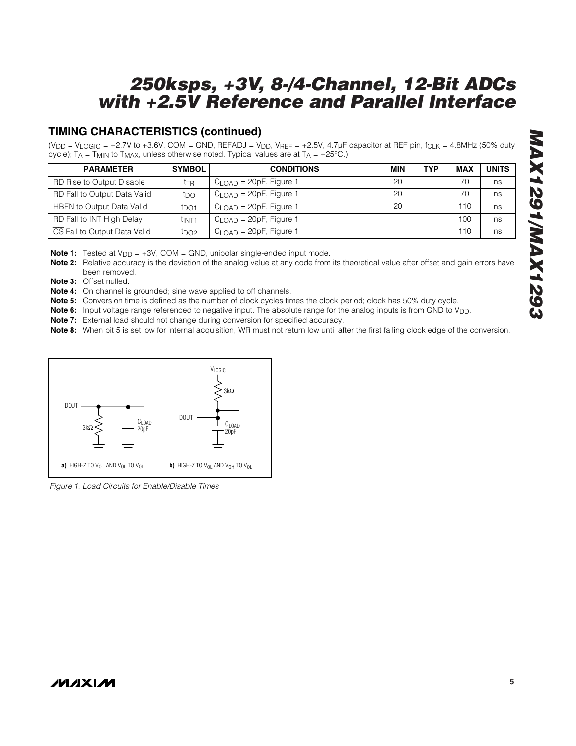## TIMING CHARACTERISTICS (continued)

($V_{DD}$ = $V_{LOGIC}$ = +2.7V to +3.6V, COM = GND, REFADJ = $V_{DD}$, $V_{REF}$ = +2.5V, 4.7µF capacitor at REF pin, $f_{CLK}$ = 4.8MHz (50% duty cycle); $T_A$ = $T_{MIN}$ to $T_{MAX}$, unless otherwise noted. Typical values are at $T_A$ = +25°C.)

| PARAMETER | SYMBOL | CONDITIONS | MIN | TYP | MAX | UNITS |
|---|---|---|---|---|---|---|
| $\overline{RD}$ Rise to Output Disable | $t_{TR}$ | $C_{LOAD}$ = 20pF, Figure 1 | 20 | | 70 | ns |
| $\overline{RD}$ Fall to Output Data Valid | $t_{DO}$ | $C_{LOAD}$ = 20pF, Figure 1 | 20 | | 70 | ns |
| HBEN to Output Data Valid | $t_{DO1}$ | $C_{LOAD}$ = 20pF, Figure 1 | 20 | | 110 | ns |
| $\overline{RD}$ Fall to $\overline{INT}$ High Delay | $t_{INT1}$ | $C_{LOAD}$ = 20pF, Figure 1 | | | 100 | ns |
| $\overline{CS}$ Fall to Output Data Valid | $t_{DO2}$ | $C_{LOAD}$ = 20pF, Figure 1 | | | 110 | ns |

**Note 1:** Tested at $V_{DD}$ = +3V, COM = GND, unipolar single-ended input mode.

**Note 2:** Relative accuracy is the deviation of the analog value at any code from its theoretical value after offset and gain errors have been removed.

**Note 3:** Offset nulled.

**Note 4:** On channel is grounded; sine wave applied to off channels.

**Note 5:** Conversion time is defined as the number of clock cycles times the clock period; clock has 50% duty cycle.

**Note 6:** Input voltage range referenced to negative input. The absolute range for the analog inputs is from GND to $V_{DD}$.

**Note 7:** External load should not change during conversion for specified accuracy.

**Note 8:** When bit 5 is set low for internal acquisition, $\overline{WR}$ must not return low until after the first falling clock edge of the conversion.

a) HIGH-Z TO $V_{OH}$ AND $V_{OL}$ TO $V_{OH}$

b) HIGH-Z TO $V_{OL}$ AND $V_{OH}$ TO $V_{OL}$

*Figure 1. Load Circuits for Enable/Disable Times*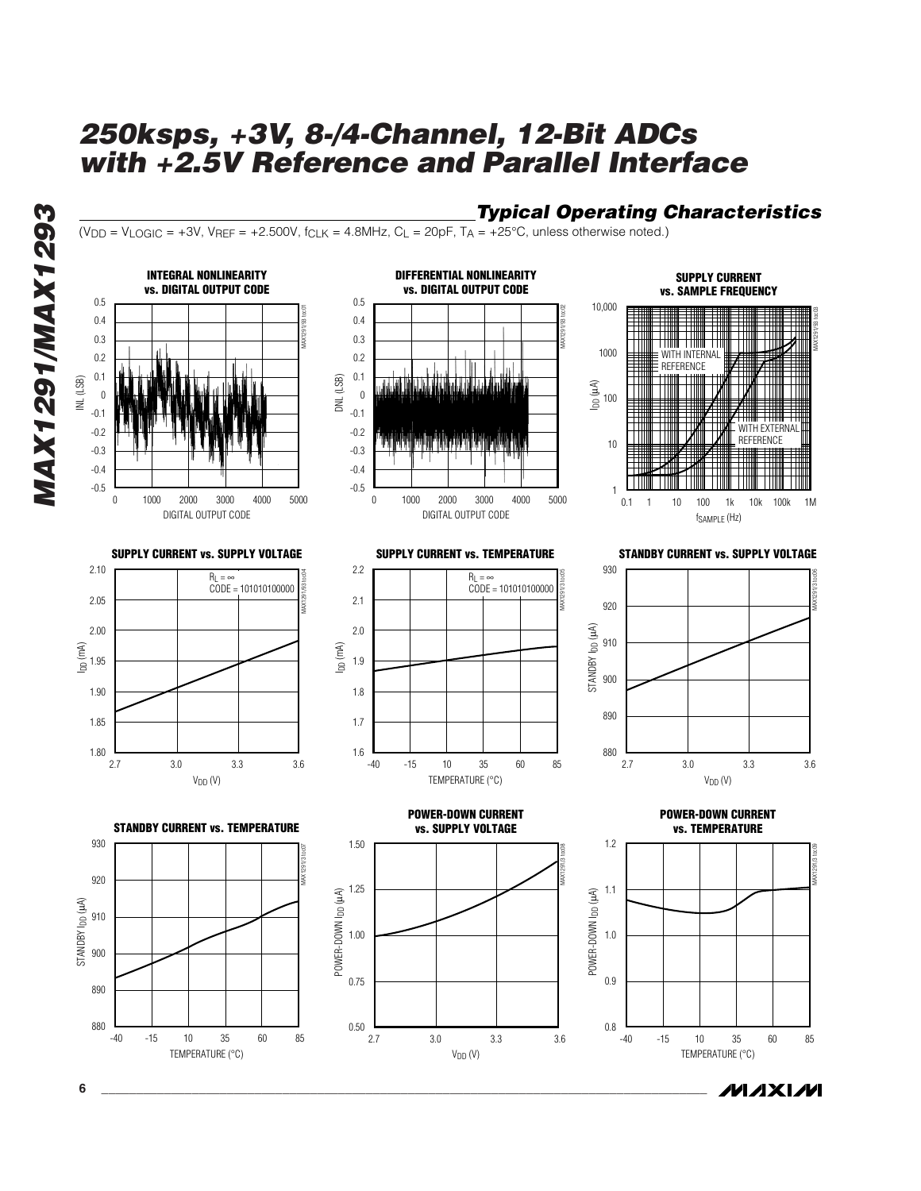## Typical Operating Characteristics

($V_{DD}$ = $V_{LOGIC}$ = +3V, $V_{REF}$ = +2.500V, $f_{CLK}$ = 4.8MHz, $C_L$ = 20pF, $T_A$ = +25°C, unless otherwise noted.)

**INTEGRAL NONLINEARITY vs. DIGITAL OUTPUT CODE**

**DIFFERENTIAL NONLINEARITY vs. DIGITAL OUTPUT CODE**

**SUPPLY CURRENT vs. SAMPLE FREQUENCY**

**SUPPLY CURRENT vs. SUPPLY VOLTAGE**

**SUPPLY CURRENT vs. TEMPERATURE**

**STANDBY CURRENT vs. SUPPLY VOLTAGE**

**STANDBY CURRENT vs. TEMPERATURE**

**POWER-DOWN CURRENT vs. SUPPLY VOLTAGE**

**POWER-DOWN CURRENT vs. TEMPERATURE**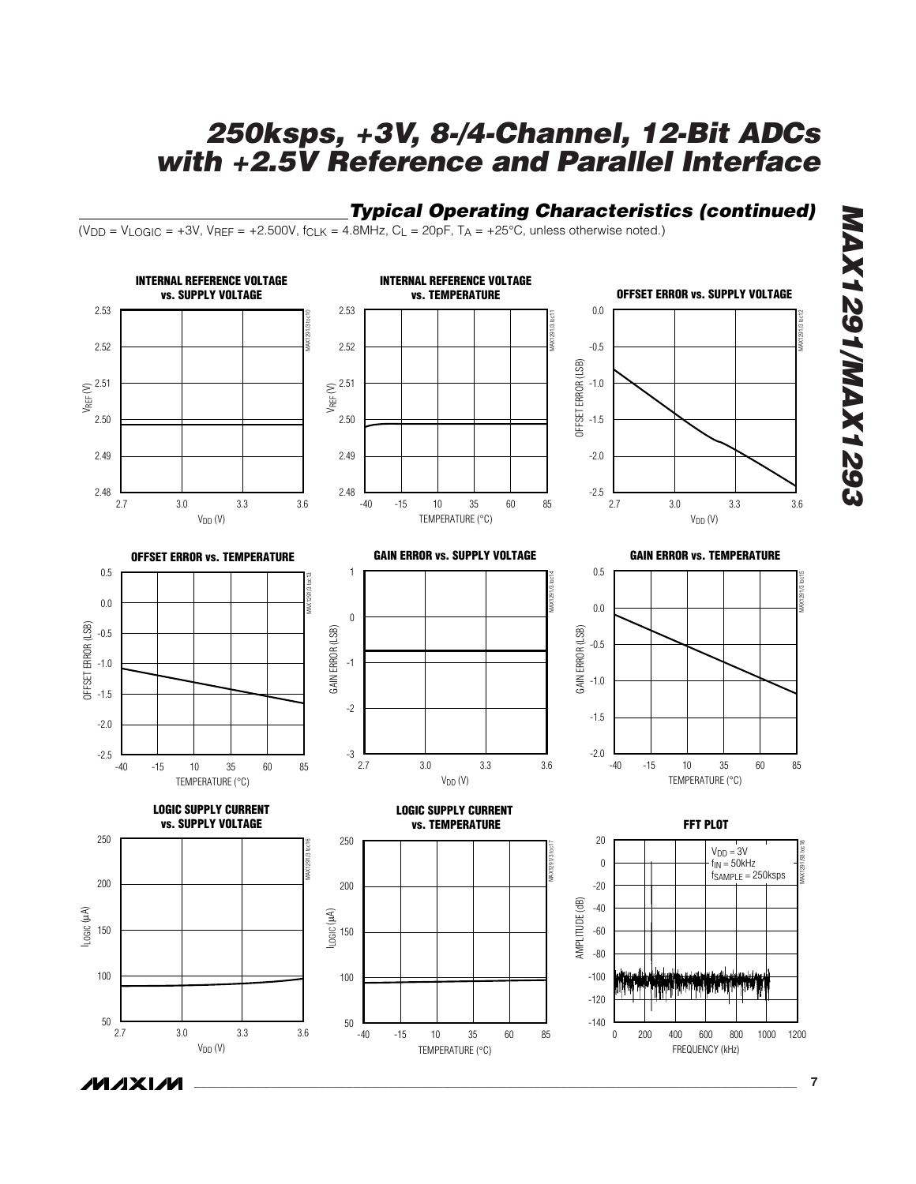## Typical Operating Characteristics (continued)

($V_{DD}$ = $V_{LOGIC}$ = +3V, $V_{REF}$ = +2.500V, $f_{CLK}$ = 4.8MHz, $C_L$ = 20pF, $T_A$ = +25°C, unless otherwise noted.)

**INTERNAL REFERENCE VOLTAGE vs. SUPPLY VOLTAGE**

**INTERNAL REFERENCE VOLTAGE vs. TEMPERATURE**

**OFFSET ERROR vs. SUPPLY VOLTAGE**

**OFFSET ERROR vs. TEMPERATURE**

**GAIN ERROR vs. SUPPLY VOLTAGE**

**GAIN ERROR vs. TEMPERATURE**

**LOGIC SUPPLY CURRENT vs. SUPPLY VOLTAGE**

**LOGIC SUPPLY CURRENT vs. TEMPERATURE**

**FFT PLOT**

$V_{DD}$ = 3V
$f_{IN}$ = 50kHz
$f_{SAMPLE}$ = 250ksps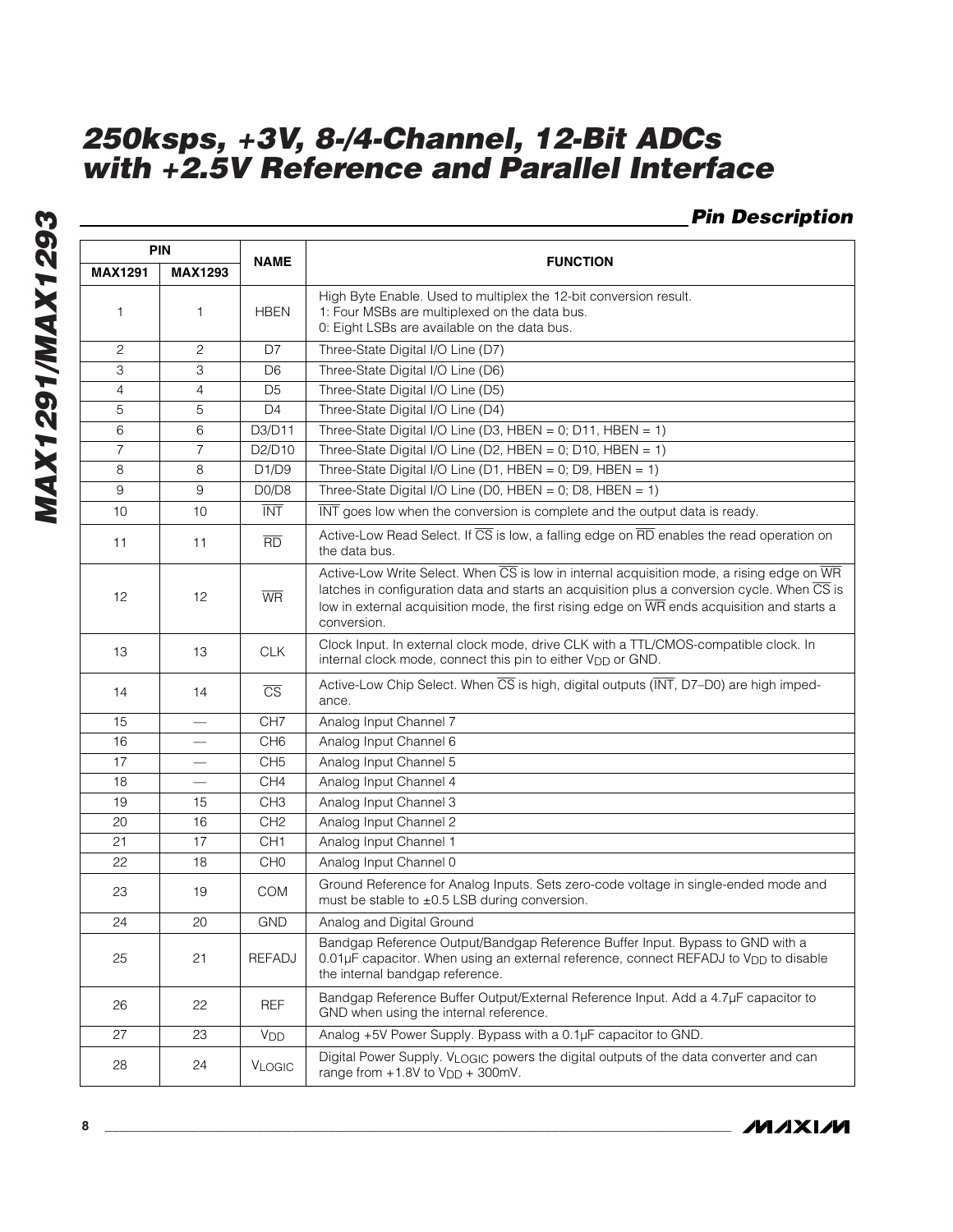## Pin Description

| PIN | | NAME | FUNCTION |
|---|---|---|---|
| MAX1291 | MAX1293 | | |
| 1 | 1 | HBEN | High Byte Enable. Used to multiplex the 12-bit conversion result.<br>1: Four MSBs are multiplexed on the data bus.<br>0: Eight LSBs are available on the data bus. |
| 2 | 2 | D7 | Three-State Digital I/O Line (D7) |
| 3 | 3 | D6 | Three-State Digital I/O Line (D6) |
| 4 | 4 | D5 | Three-State Digital I/O Line (D5) |
| 5 | 5 | D4 | Three-State Digital I/O Line (D4) |
| 6 | 6 | D3/D11 | Three-State Digital I/O Line (D3, HBEN = 0; D11, HBEN = 1) |
| 7 | 7 | D2/D10 | Three-State Digital I/O Line (D2, HBEN = 0; D10, HBEN = 1) |
| 8 | 8 | D1/D9 | Three-State Digital I/O Line (D1, HBEN = 0; D9, HBEN = 1) |
| 9 | 9 | D0/D8 | Three-State Digital I/O Line (D0, HBEN = 0; D8, HBEN = 1) |
| 10 | 10 | $\overline{INT}$ | $\overline{INT}$ goes low when the conversion is complete and the output data is ready. |
| 11 | 11 | $\overline{RD}$ | Active-Low Read Select. If $\overline{CS}$ is low, a falling edge on $\overline{RD}$ enables the read operation on the data bus. |
| 12 | 12 | $\overline{WR}$ | Active-Low Write Select. When $\overline{CS}$ is low in internal acquisition mode, a rising edge on $\overline{WR}$ latches in configuration data and starts an acquisition plus a conversion cycle. When $\overline{CS}$ is low in external acquisition mode, the first rising edge on $\overline{WR}$ ends acquisition and starts a conversion. |
| 13 | 13 | CLK | Clock Input. In external clock mode, drive CLK with a TTL/CMOS-compatible clock. In internal clock mode, connect this pin to either $V_{DD}$ or GND. |
| 14 | 14 | $\overline{CS}$ | Active-Low Chip Select. When $\overline{CS}$ is high, digital outputs ($\overline{INT}$, D7–D0) are high impedance. |
| 15 | — | CH7 | Analog Input Channel 7 |
| 16 | — | CH6 | Analog Input Channel 6 |
| 17 | — | CH5 | Analog Input Channel 5 |
| 18 | — | CH4 | Analog Input Channel 4 |
| 19 | 15 | CH3 | Analog Input Channel 3 |
| 20 | 16 | CH2 | Analog Input Channel 2 |
| 21 | 17 | CH1 | Analog Input Channel 1 |
| 22 | 18 | CH0 | Analog Input Channel 0 |
| 23 | 19 | COM | Ground Reference for Analog Inputs. Sets zero-code voltage in single-ended mode and must be stable to ±0.5 LSB during conversion. |
| 24 | 20 | GND | Analog and Digital Ground |
| 25 | 21 | REFADJ | Bandgap Reference Output/Bandgap Reference Buffer Input. Bypass to GND with a 0.01µF capacitor. When using an external reference, connect REFADJ to $V_{DD}$ to disable the internal bandgap reference. |
| 26 | 22 | REF | Bandgap Reference Buffer Output/External Reference Input. Add a 4.7µF capacitor to GND when using the internal reference. |
| 27 | 23 | $V_{DD}$ | Analog +5V Power Supply. Bypass with a 0.1µF capacitor to GND. |
| 28 | 24 | $V_{LOGIC}$ | Digital Power Supply. $V_{LOGIC}$ powers the digital outputs of the data converter and can range from +1.8V to $V_{DD}$ + 300mV. |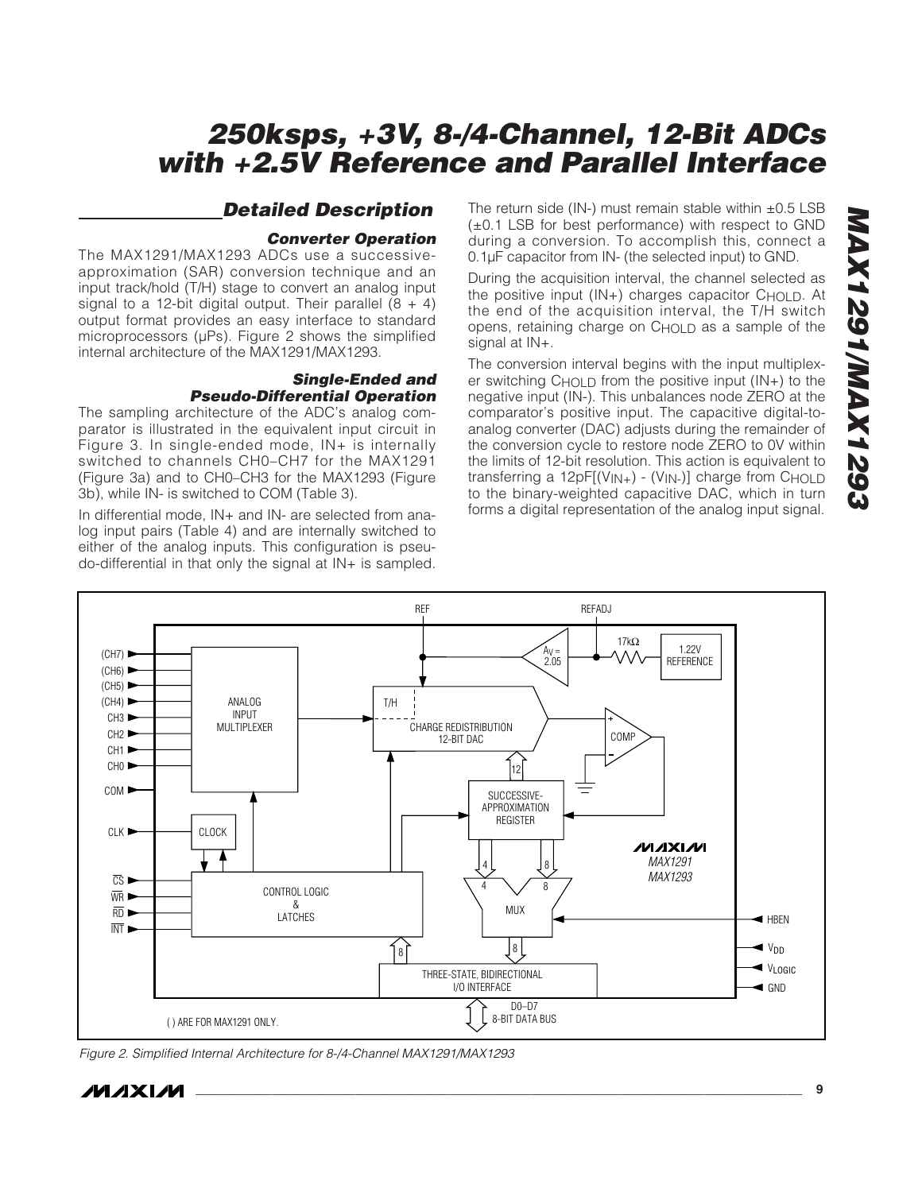## Detailed Description

### Converter Operation

The MAX1291/MAX1293 ADCs use a successive-approximation (SAR) conversion technique and an input track/hold (T/H) stage to convert an analog input signal to a 12-bit digital output. Their parallel (8 + 4) output format provides an easy interface to standard microprocessors (µPs). Figure 2 shows the simplified internal architecture of the MAX1291/MAX1293.

### Single-Ended and Pseudo-Differential Operation

The sampling architecture of the ADC's analog comparator is illustrated in the equivalent input circuit in Figure 3. In single-ended mode, IN+ is internally switched to channels CH0–CH7 for the MAX1291 (Figure 3a) and to CH0–CH3 for the MAX1293 (Figure 3b), while IN- is switched to COM (Table 3).

In differential mode, IN+ and IN- are selected from analog input pairs (Table 4) and are internally switched to either of the analog inputs. This configuration is pseudo-differential in that only the signal at IN+ is sampled. The return side (IN-) must remain stable within ±0.5 LSB (±0.1 LSB for best performance) with respect to GND during a conversion. To accomplish this, connect a 0.1µF capacitor from IN- (the selected input) to GND.

During the acquisition interval, the channel selected as the positive input (IN+) charges capacitor $C_{HOLD}$. At the end of the acquisition interval, the T/H switch opens, retaining charge on $C_{HOLD}$ as a sample of the signal at IN+.

The conversion interval begins with the input multiplexer switching $C_{HOLD}$ from the positive input (IN+) to the negative input (IN-). This unbalances node ZERO at the comparator's positive input. The capacitive digital-to-analog converter (DAC) adjusts during the remainder of the conversion cycle to restore node ZERO to 0V within the limits of 12-bit resolution. This action is equivalent to transferring a $12pF[(V_{IN+}) - (V_{IN-})]$ charge from $C_{HOLD}$ to the binary-weighted capacitive DAC, which in turn forms a digital representation of the analog input signal.

Figure 2. Simplified Internal Architecture for 8-/4-Channel MAX1291/MAX1293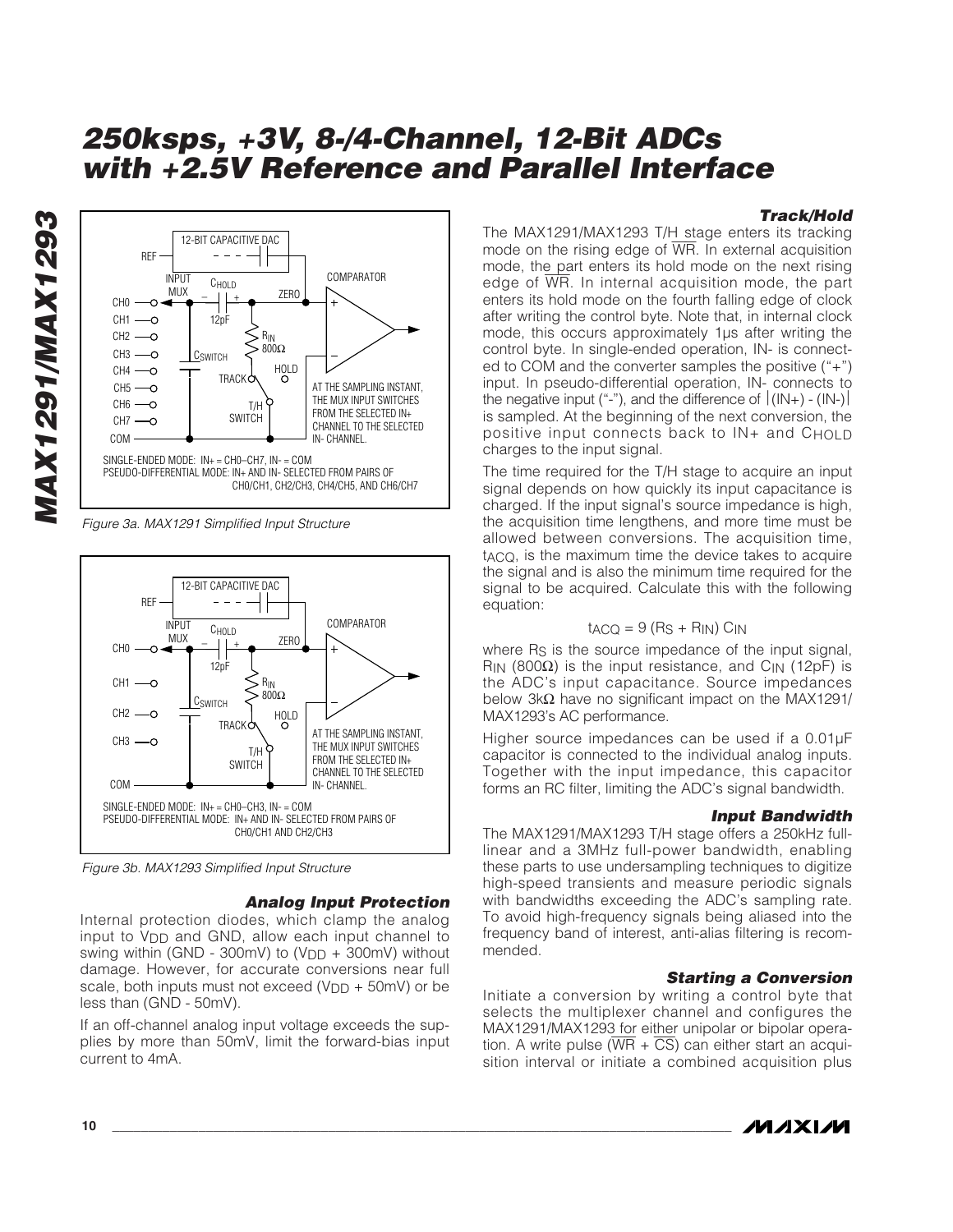Figure 3a. MAX1291 Simplified Input Structure

Figure 3b. MAX1293 Simplified Input Structure

### Analog Input Protection

Internal protection diodes, which clamp the analog input to $V_{DD}$ and GND, allow each input channel to swing within (GND - 300mV) to ($V_{DD}$ + 300mV) without damage. However, for accurate conversions near full scale, both inputs must not exceed ($V_{DD}$ + 50mV) or be less than (GND - 50mV).

If an off-channel analog input voltage exceeds the supplies by more than 50mV, limit the forward-bias input current to 4mA.

### Track/Hold

The MAX1291/MAX1293 T/H stage enters its tracking mode on the rising edge of $\overline{WR}$. In external acquisition mode, the part enters its hold mode on the next rising edge of $\overline{WR}$. In internal acquisition mode, the part enters its hold mode on the fourth falling edge of clock after writing the control byte. Note that, in internal clock mode, this occurs approximately 1µs after writing the control byte. In single-ended operation, IN- is connected to COM and the converter samples the positive ("+") input. In pseudo-differential operation, IN- connects to the negative input ("-"), and the difference of $|(IN+) - (IN-)|$ is sampled. At the beginning of the next conversion, the positive input connects back to IN+ and $C_{HOLD}$ charges to the input signal.

The time required for the T/H stage to acquire an input signal depends on how quickly its input capacitance is charged. If the input signal's source impedance is high, the acquisition time lengthens, and more time must be allowed between conversions. The acquisition time, $t_{ACQ}$, is the maximum time the device takes to acquire the signal and is also the minimum time required for the signal to be acquired. Calculate this with the following equation:

$$t_{ACQ} = 9 (R_S + R_{IN}) C_{IN}$$

where $R_S$ is the source impedance of the input signal, $R_{IN}$ (800Ω) is the input resistance, and $C_{IN}$ (12pF) is the ADC's input capacitance. Source impedances below 3kΩ have no significant impact on the MAX1291/MAX1293's AC performance.

Higher source impedances can be used if a 0.01µF capacitor is connected to the individual analog inputs. Together with the input impedance, this capacitor forms an RC filter, limiting the ADC's signal bandwidth.

### Input Bandwidth

The MAX1291/MAX1293 T/H stage offers a 250kHz full-linear and a 3MHz full-power bandwidth, enabling these parts to use undersampling techniques to digitize high-speed transients and measure periodic signals with bandwidths exceeding the ADC's sampling rate. To avoid high-frequency signals being aliased into the frequency band of interest, anti-alias filtering is recommended.

### Starting a Conversion

Initiate a conversion by writing a control byte that selects the multiplexer channel and configures the MAX1291/MAX1293 for either unipolar or bipolar operation. A write pulse ($\overline{WR}$ + $\overline{CS}$) can either start an acquisition interval or initiate a combined acquisition plus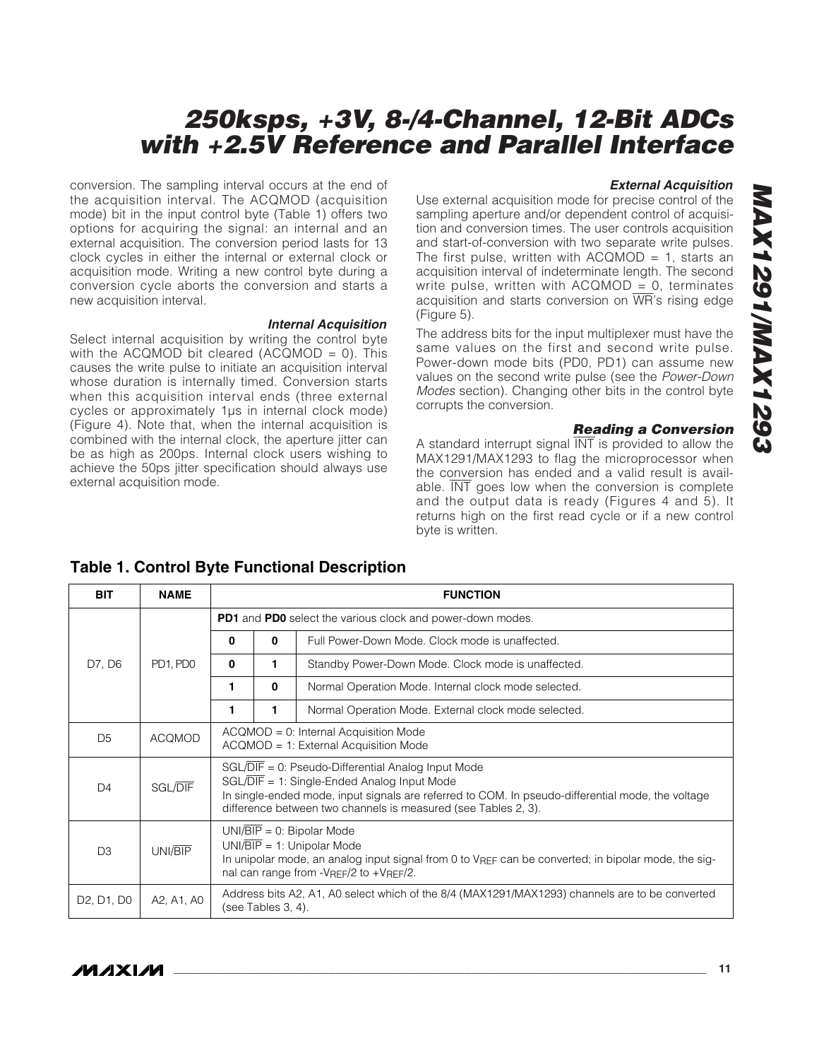conversion. The sampling interval occurs at the end of the acquisition interval. The ACQMOD (acquisition mode) bit in the input control byte (Table 1) offers two options for acquiring the signal: an internal and an external acquisition. The conversion period lasts for 13 clock cycles in either the internal or external clock or acquisition mode. Writing a new control byte during a conversion cycle aborts the conversion and starts a new acquisition interval.

#### *Internal Acquisition*

Select internal acquisition by writing the control byte with the ACQMOD bit cleared (ACQMOD = 0). This causes the write pulse to initiate an acquisition interval whose duration is internally timed. Conversion starts when this acquisition interval ends (three external cycles or approximately 1µs in internal clock mode) (Figure 4). Note that, when the internal acquisition is combined with the internal clock, the aperture jitter can be as high as 200ps. Internal clock users wishing to achieve the 50ps jitter specification should always use external acquisition mode.

#### *External Acquisition*

Use external acquisition mode for precise control of the sampling aperture and/or dependent control of acquisition and conversion times. The user controls acquisition and start-of-conversion with two separate write pulses. The first pulse, written with ACQMOD = 1, starts an acquisition interval of indeterminate length. The second write pulse, written with ACQMOD = 0, terminates acquisition and starts conversion on $\overline{WR}$'s rising edge (Figure 5).

The address bits for the input multiplexer must have the same values on the first and second write pulse. Power-down mode bits (PD0, PD1) can assume new values on the second write pulse (see the *Power-Down Modes* section). Changing other bits in the control byte corrupts the conversion.

#### *Reading a Conversion*

A standard interrupt signal $\overline{INT}$ is provided to allow the MAX1291/MAX1293 to flag the microprocessor when the conversion has ended and a valid result is available. $\overline{INT}$ goes low when the conversion is complete and the output data is ready (Figures 4 and 5). It returns high on the first read cycle or if a new control byte is written.

### Table 1. Control Byte Functional Description

| BIT | NAME | FUNCTION | | |
|---|---|---|---|---|
| D7, D6 | PD1, PD0 | **PD1** and **PD0** select the various clock and power-down modes. | | |
| | | **0** | **0** | Full Power-Down Mode. Clock mode is unaffected. |
| | | **0** | **1** | Standby Power-Down Mode. Clock mode is unaffected. |
| | | **1** | **0** | Normal Operation Mode. Internal clock mode selected. |
| | | **1** | **1** | Normal Operation Mode. External clock mode selected. |
| D5 | ACQMOD | ACQMOD = 0: Internal Acquisition Mode<br>ACQMOD = 1: External Acquisition Mode | | |
| D4 | SGL/$\overline{DIF}$ | SGL/$\overline{DIF}$ = 0: Pseudo-Differential Analog Input Mode<br>SGL/$\overline{DIF}$ = 1: Single-Ended Analog Input Mode<br>In single-ended mode, input signals are referred to COM. In pseudo-differential mode, the voltage difference between two channels is measured (see Tables 2, 3). | | |
| D3 | UNI/$\overline{BIP}$ | UNI/$\overline{BIP}$ = 0: Bipolar Mode<br>UNI/$\overline{BIP}$ = 1: Unipolar Mode<br>In unipolar mode, an analog input signal from 0 to $V_{REF}$ can be converted; in bipolar mode, the signal can range from $-V_{REF}/2$ to $+V_{REF}/2$. | | |
| D2, D1, D0 | A2, A1, A0 | Address bits A2, A1, A0 select which of the 8/4 (MAX1291/MAX1293) channels are to be converted (see Tables 3, 4). | | |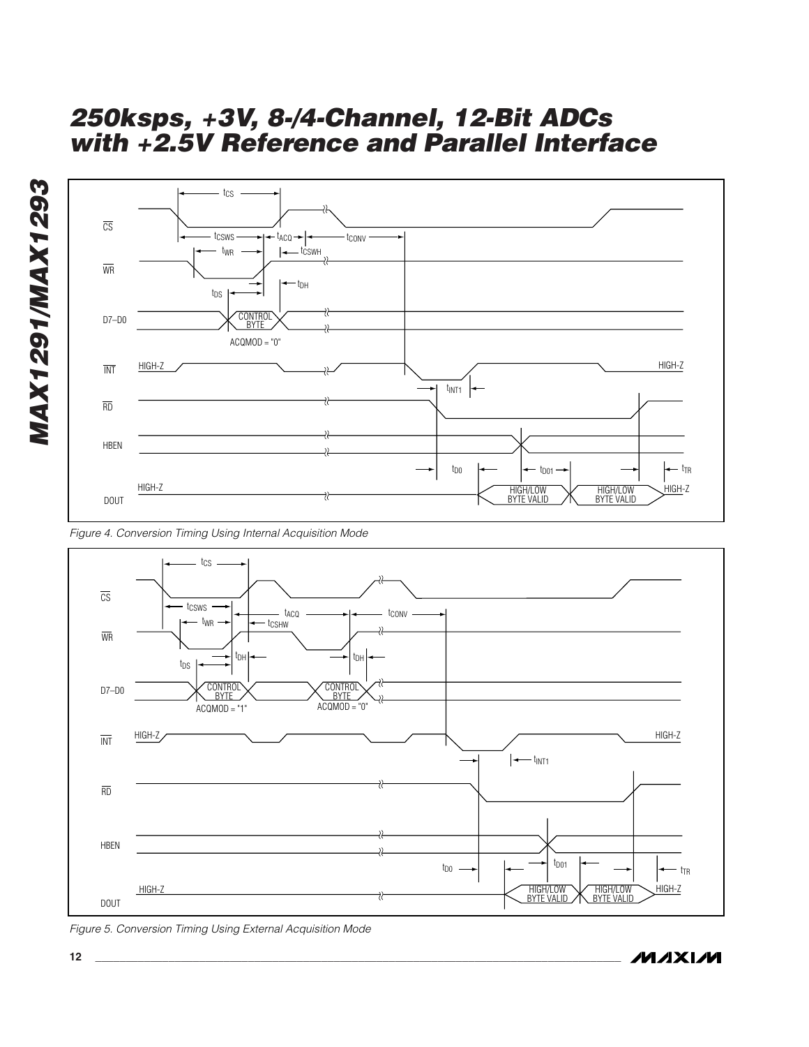# 250ksps, +3V, 8-/4-Channel, 12-Bit ADCs with +2.5V Reference and Parallel Interface

Figure 4. Conversion Timing Using Internal Acquisition Mode

Figure 5. Conversion Timing Using External Acquisition Mode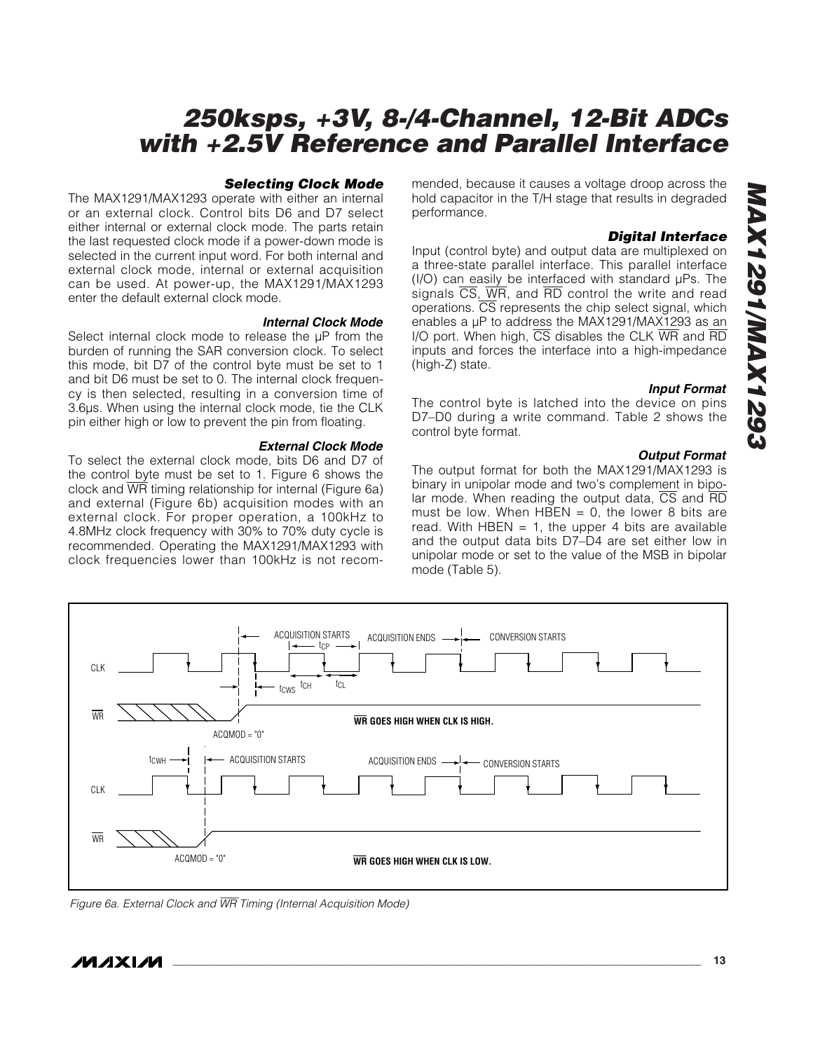### Selecting Clock Mode

The MAX1291/MAX1293 operate with either an internal or an external clock. Control bits D6 and D7 select either internal or external clock mode. The parts retain the last requested clock mode if a power-down mode is selected in the current input word. For both internal and external clock mode, internal or external acquisition can be used. At power-up, the MAX1291/MAX1293 enter the default external clock mode.

#### Internal Clock Mode

Select internal clock mode to release the µP from the burden of running the SAR conversion clock. To select this mode, bit D7 of the control byte must be set to 1 and bit D6 must be set to 0. The internal clock frequency is then selected, resulting in a conversion time of 3.6µs. When using the internal clock mode, tie the CLK pin either high or low to prevent the pin from floating.

#### External Clock Mode

To select the external clock mode, bits D6 and D7 of the control byte must be set to 1. Figure 6 shows the clock and $\overline{WR}$ timing relationship for internal (Figure 6a) and external (Figure 6b) acquisition modes with an external clock. For proper operation, a 100kHz to 4.8MHz clock frequency with 30% to 70% duty cycle is recommended. Operating the MAX1291/MAX1293 with clock frequencies lower than 100kHz is not recommended, because it causes a voltage droop across the hold capacitor in the T/H stage that results in degraded performance.

### Digital Interface

Input (control byte) and output data are multiplexed on a three-state parallel interface. This parallel interface (I/O) can easily be interfaced with standard µPs. The signals $\overline{CS}$, $\overline{WR}$, and $\overline{RD}$ control the write and read operations. $\overline{CS}$ represents the chip select signal, which enables a µP to address the MAX1291/MAX1293 as an I/O port. When high, $\overline{CS}$ disables the CLK $\overline{WR}$ and $\overline{RD}$ inputs and forces the interface into a high-impedance (high-Z) state.

#### Input Format

The control byte is latched into the device on pins D7–D0 during a write command. Table 2 shows the control byte format.

#### Output Format

The output format for both the MAX1291/MAX1293 is binary in unipolar mode and two's complement in bipolar mode. When reading the output data, $\overline{CS}$ and $\overline{RD}$ must be low. When HBEN = 0, the lower 8 bits are read. With HBEN = 1, the upper 4 bits are available and the output data bits D7–D4 are set either low in unipolar mode or set to the value of the MSB in bipolar mode (Table 5).

*Figure 6a. External Clock and $\overline{WR}$ Timing (Internal Acquisition Mode)*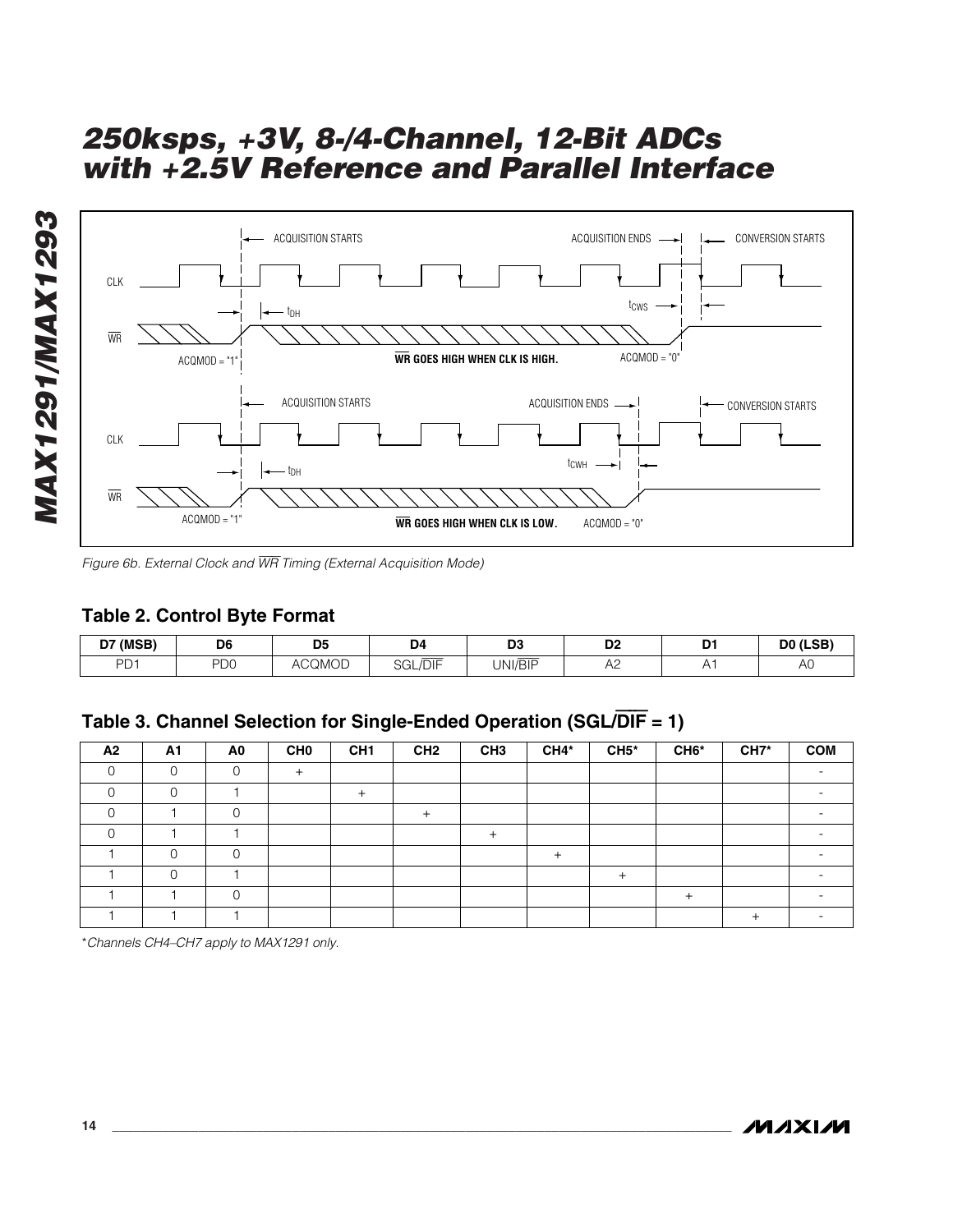Figure 6b. External Clock and $\overline{WR}$ Timing (External Acquisition Mode)

### Table 2. Control Byte Format

| D7 (MSB) | D6 | D5 | D4 | D3 | D2 | D1 | D0 (LSB) |
|---|---|---|---|---|---|---|---|
| PD1 | PD0 | ACQMOD | SGL/$\overline{DIF}$ | UNI/$\overline{BIP}$ | A2 | A1 | A0 |

### Table 3. Channel Selection for Single-Ended Operation (SGL/$\overline{DIF}$ = 1)

| A2 | A1 | A0 | CH0 | CH1 | CH2 | CH3 | CH4* | CH5* | CH6* | CH7* | COM |
|---|---|---|---|---|---|---|---|---|---|---|---|
| 0 | 0 | 0 | + | | | | | | | | - |
| 0 | 0 | 1 | | + | | | | | | | - |
| 0 | 1 | 0 | | | + | | | | | | - |
| 0 | 1 | 1 | | | | + | | | | | - |
| 1 | 0 | 0 | | | | | + | | | | - |
| 1 | 0 | 1 | | | | | | + | | | - |
| 1 | 1 | 0 | | | | | | | + | | - |
| 1 | 1 | 1 | | | | | | | | + | - |

*Channels CH4–CH7 apply to MAX1291 only.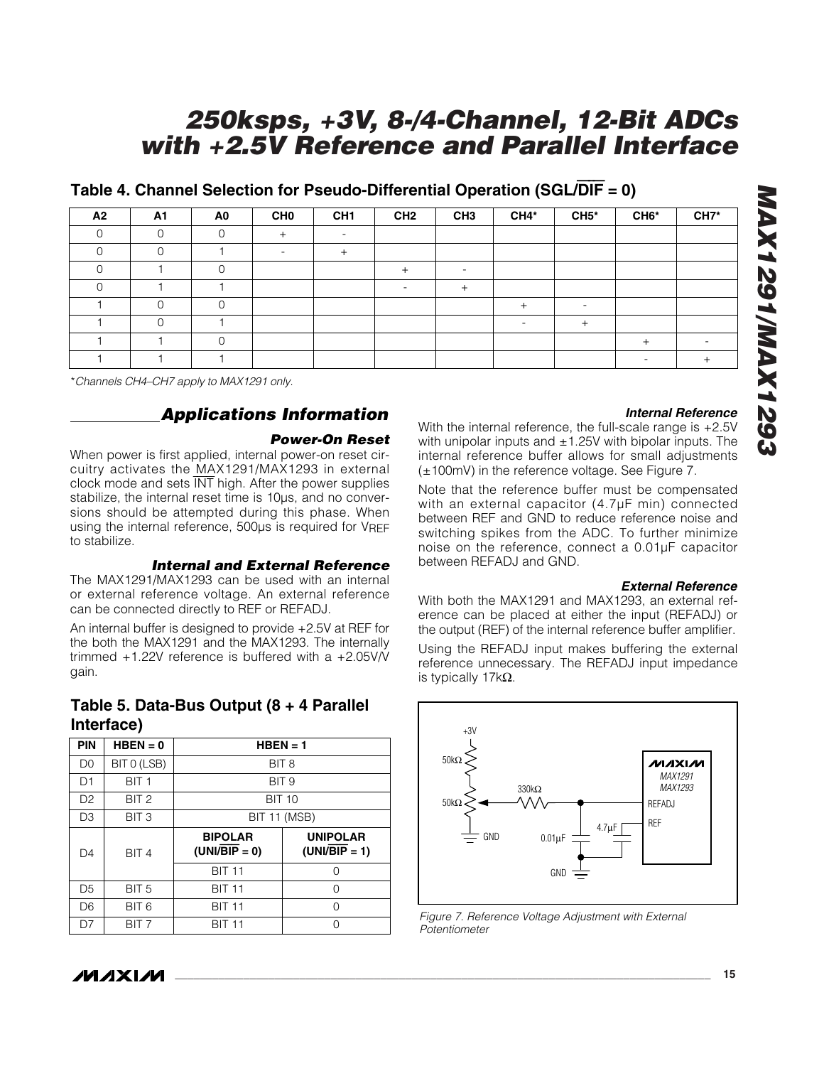## Table 4. Channel Selection for Pseudo-Differential Operation (SGL/$\overline{DIF}$ = 0)

| A2 | A1 | A0 | CH0 | CH1 | CH2 | CH3 | CH4* | CH5* | CH6* | CH7* |
|---|---|---|---|---|---|---|---|---|---|---|
| 0 | 0 | 0 | + | - | | | | | | |
| 0 | 0 | 1 | - | + | | | | | | |
| 0 | 1 | 0 | | | + | - | | | | |
| 0 | 1 | 1 | | | - | + | | | | |
| 1 | 0 | 0 | | | | | + | - | | |
| 1 | 0 | 1 | | | | | - | + | | |
| 1 | 1 | 0 | | | | | | | + | - |
| 1 | 1 | 1 | | | | | | | - | + |

*Channels CH4–CH7 apply to MAX1291 only.*

## Applications Information

### Power-On Reset

When power is first applied, internal power-on reset circuitry activates the MAX1291/MAX1293 in external clock mode and sets $\overline{INT}$ high. After the power supplies stabilize, the internal reset time is 10µs, and no conversions should be attempted during this phase. When using the internal reference, 500µs is required for $V_{REF}$ to stabilize.

### Internal and External Reference

The MAX1291/MAX1293 can be used with an internal or external reference voltage. An external reference can be connected directly to REF or REFADJ.

An internal buffer is designed to provide +2.5V at REF for the both the MAX1291 and the MAX1293. The internally trimmed +1.22V reference is buffered with a +2.05V/V gain.

## Table 5. Data-Bus Output (8 + 4 Parallel Interface)

| PIN | HBEN = 0 | HBEN = 1 | |
|---|---|---|---|
| D0 | BIT 0 (LSB) | BIT 8 | |
| D1 | BIT 1 | BIT 9 | |
| D2 | BIT 2 | BIT 10 | |
| D3 | BIT 3 | BIT 11 (MSB) | |
| D4 | BIT 4 | **BIPOLAR (UNI/$\overline{BIP}$ = 0)** | **UNIPOLAR (UNI/$\overline{BIP}$ = 1)** |
| | | BIT 11 | 0 |
| D5 | BIT 5 | BIT 11 | 0 |
| D6 | BIT 6 | BIT 11 | 0 |
| D7 | BIT 7 | BIT 11 | 0 |

### Internal Reference

With the internal reference, the full-scale range is +2.5V with unipolar inputs and ±1.25V with bipolar inputs. The internal reference buffer allows for small adjustments (±100mV) in the reference voltage. See Figure 7.

Note that the reference buffer must be compensated with an external capacitor (4.7µF min) connected between REF and GND to reduce reference noise and switching spikes from the ADC. To further minimize noise on the reference, connect a 0.01µF capacitor between REFADJ and GND.

### External Reference

With both the MAX1291 and MAX1293, an external reference can be placed at either the input (REFADJ) or the output (REF) of the internal reference buffer amplifier.

Using the REFADJ input makes buffering the external reference unnecessary. The REFADJ input impedance is typically 17kΩ.

*Figure 7. Reference Voltage Adjustment with External Potentiometer*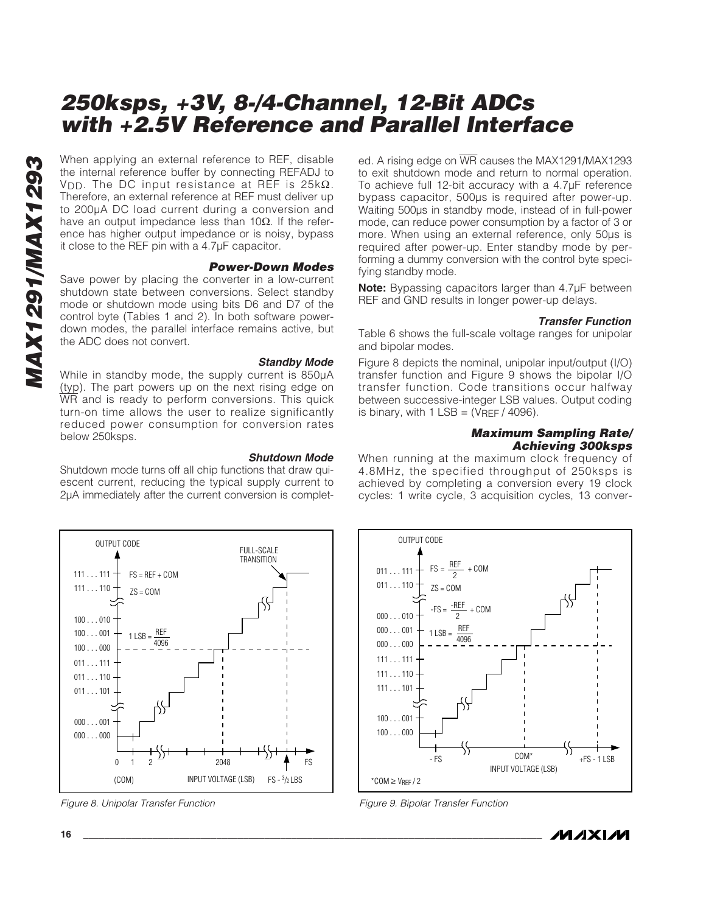When applying an external reference to REF, disable the internal reference buffer by connecting REFADJ to $V_{DD}$. The DC input resistance at REF is 25kΩ. Therefore, an external reference at REF must deliver up to 200µA DC load current during a conversion and have an output impedance less than 10Ω. If the reference has higher output impedance or is noisy, bypass it close to the REF pin with a 4.7µF capacitor.

### Power-Down Modes

Save power by placing the converter in a low-current shutdown state between conversions. Select standby mode or shutdown mode using bits D6 and D7 of the control byte (Tables 1 and 2). In both software power-down modes, the parallel interface remains active, but the ADC does not convert.

### Standby Mode

While in standby mode, the supply current is 850µA (typ). The part powers up on the next rising edge on WR and is ready to perform conversions. This quick turn-on time allows the user to realize significantly reduced power consumption for conversion rates below 250ksps.

### Shutdown Mode

Shutdown mode turns off all chip functions that draw quiescent current, reducing the typical supply current to 2µA immediately after the current conversion is completed. A rising edge on WR causes the MAX1291/MAX1293 to exit shutdown mode and return to normal operation. To achieve full 12-bit accuracy with a 4.7µF reference bypass capacitor, 500µs is required after power-up. Waiting 500µs in standby mode, instead of in full-power mode, can reduce power consumption by a factor of 3 or more. When using an external reference, only 50µs is required after power-up. Enter standby mode by performing a dummy conversion with the control byte specifying standby mode.

**Note:** Bypassing capacitors larger than 4.7µF between REF and GND results in longer power-up delays.

### Transfer Function

Table 6 shows the full-scale voltage ranges for unipolar and bipolar modes.

Figure 8 depicts the nominal, unipolar input/output (I/O) transfer function and Figure 9 shows the bipolar I/O transfer function. Code transitions occur halfway between successive-integer LSB values. Output coding is binary, with 1 LSB = ($V_{REF}$ / 4096).

### Maximum Sampling Rate/ Achieving 300ksps

When running at the maximum clock frequency of 4.8MHz, the specified throughput of 250ksps is achieved by completing a conversion every 19 clock cycles: 1 write cycle, 3 acquisition cycles, 13 conver-

Figure 8. Unipolar Transfer Function

Figure 9. Bipolar Transfer Function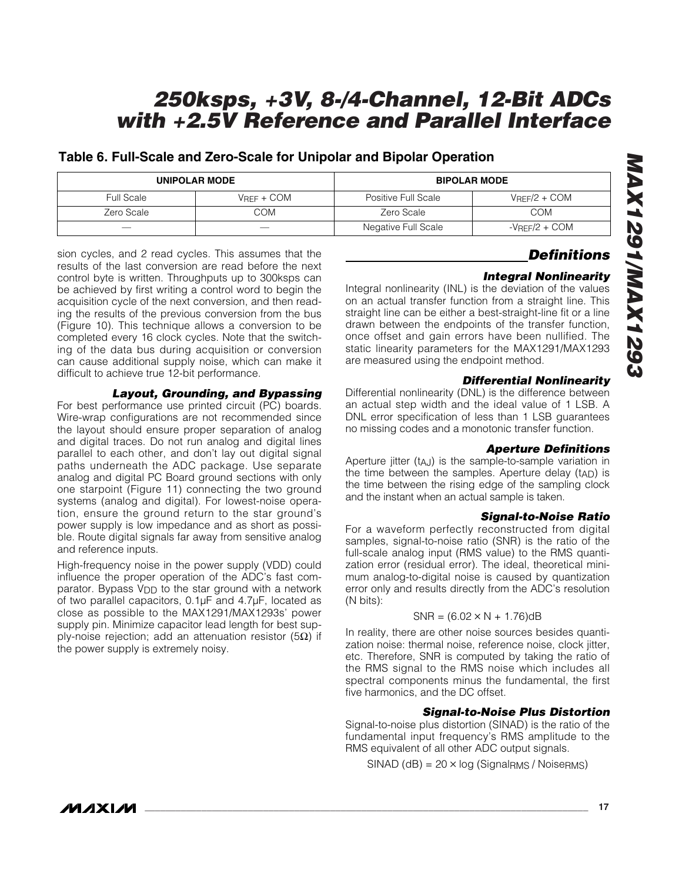## Table 6. Full-Scale and Zero-Scale for Unipolar and Bipolar Operation

| UNIPOLAR MODE | | BIPOLAR MODE | |
|---|---|---|---|
| Full Scale | $V_{REF}$ + COM | Positive Full Scale | $V_{REF}/2$ + COM |
| Zero Scale | COM | Zero Scale | COM |
| — | — | Negative Full Scale | $-V_{REF}/2$ + COM |

sion cycles, and 2 read cycles. This assumes that the results of the last conversion are read before the next control byte is written. Throughputs up to 300ksps can be achieved by first writing a control word to begin the acquisition cycle of the next conversion, and then reading the results of the previous conversion from the bus (Figure 10). This technique allows a conversion to be completed every 16 clock cycles. Note that the switching of the data bus during acquisition or conversion can cause additional supply noise, which can make it difficult to achieve true 12-bit performance.

### *Layout, Grounding, and Bypassing*

For best performance use printed circuit (PC) boards. Wire-wrap configurations are not recommended since the layout should ensure proper separation of analog and digital traces. Do not run analog and digital lines parallel to each other, and don't lay out digital signal paths underneath the ADC package. Use separate analog and digital PC Board ground sections with only one starpoint (Figure 11) connecting the two ground systems (analog and digital). For lowest-noise operation, ensure the ground return to the star ground's power supply is low impedance and as short as possible. Route digital signals far away from sensitive analog and reference inputs.

High-frequency noise in the power supply (VDD) could influence the proper operation of the ADC's fast comparator. Bypass $V_{DD}$ to the star ground with a network of two parallel capacitors, 0.1µF and 4.7µF, located as close as possible to the MAX1291/MAX1293s' power supply pin. Minimize capacitor lead length for best supply-noise rejection; add an attenuation resistor (5Ω) if the power supply is extremely noisy.

## *Definitions*

### *Integral Nonlinearity*

Integral nonlinearity (INL) is the deviation of the values on an actual transfer function from a straight line. This straight line can be either a best-straight-line fit or a line drawn between the endpoints of the transfer function, once offset and gain errors have been nullified. The static linearity parameters for the MAX1291/MAX1293 are measured using the endpoint method.

### *Differential Nonlinearity*

Differential nonlinearity (DNL) is the difference between an actual step width and the ideal value of 1 LSB. A DNL error specification of less than 1 LSB guarantees no missing codes and a monotonic transfer function.

### *Aperture Definitions*

Aperture jitter ($t_{AJ}$) is the sample-to-sample variation in the time between the samples. Aperture delay ($t_{AD}$) is the time between the rising edge of the sampling clock and the instant when an actual sample is taken.

### *Signal-to-Noise Ratio*

For a waveform perfectly reconstructed from digital samples, signal-to-noise ratio (SNR) is the ratio of the full-scale analog input (RMS value) to the RMS quantization error (residual error). The ideal, theoretical minimum analog-to-digital noise is caused by quantization error only and results directly from the ADC's resolution (N bits):

$$SNR = (6.02 \times N + 1.76)dB$$

In reality, there are other noise sources besides quantization noise: thermal noise, reference noise, clock jitter, etc. Therefore, SNR is computed by taking the ratio of the RMS signal to the RMS noise which includes all spectral components minus the fundamental, the first five harmonics, and the DC offset.

### *Signal-to-Noise Plus Distortion*

Signal-to-noise plus distortion (SINAD) is the ratio of the fundamental input frequency's RMS amplitude to the RMS equivalent of all other ADC output signals.

$$SINAD (dB) = 20 \times \log (Signal_{RMS} / Noise_{RMS})$$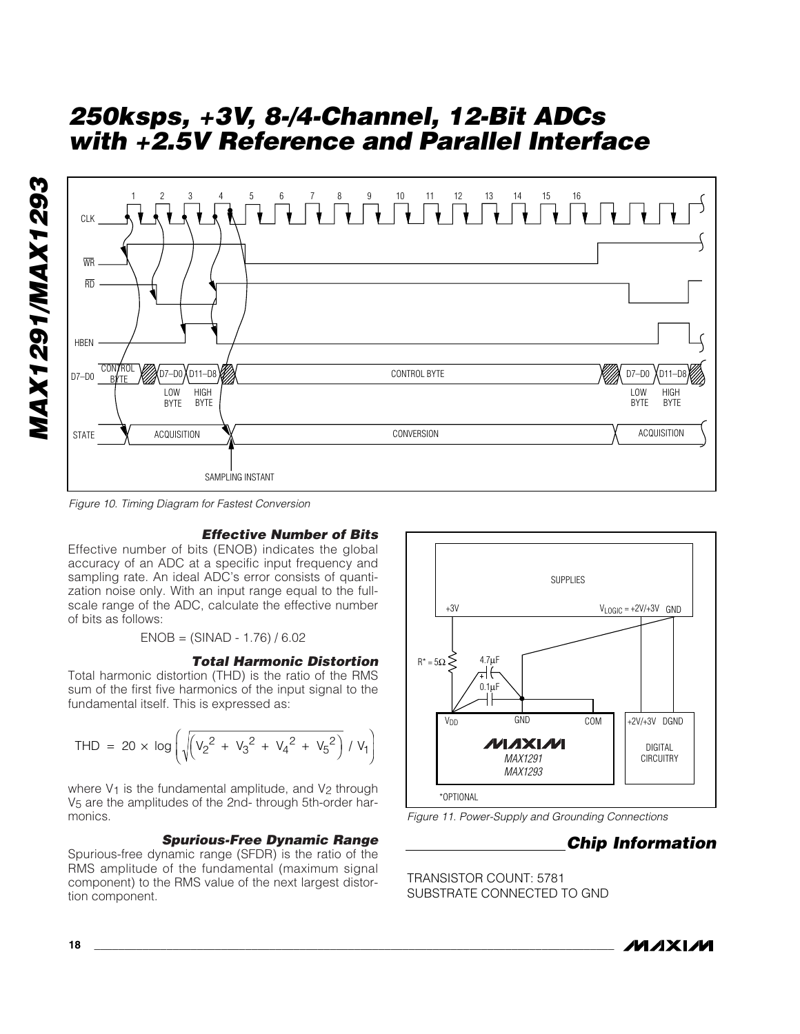Figure 10. Timing Diagram for Fastest Conversion

### Effective Number of Bits

Effective number of bits (ENOB) indicates the global accuracy of an ADC at a specific input frequency and sampling rate. An ideal ADC's error consists of quantization noise only. With an input range equal to the full-scale range of the ADC, calculate the effective number of bits as follows:

$$ENOB = (SINAD - 1.76) / 6.02$$

### Total Harmonic Distortion

Total harmonic distortion (THD) is the ratio of the RMS sum of the first five harmonics of the input signal to the fundamental itself. This is expressed as:

$$THD = 20 \times \log\left(\sqrt{\left(V_2^2 + V_3^2 + V_4^2 + V_5^2\right)} \;/\; V_1\right)$$

where $V_1$ is the fundamental amplitude, and $V_2$ through $V_5$ are the amplitudes of the 2nd- through 5th-order harmonics.

### Spurious-Free Dynamic Range

Spurious-free dynamic range (SFDR) is the ratio of the RMS amplitude of the fundamental (maximum signal component) to the RMS value of the next largest distortion component.

Figure 11. Power-Supply and Grounding Connections

## Chip Information

TRANSISTOR COUNT: 5781

SUBSTRATE CONNECTED TO GND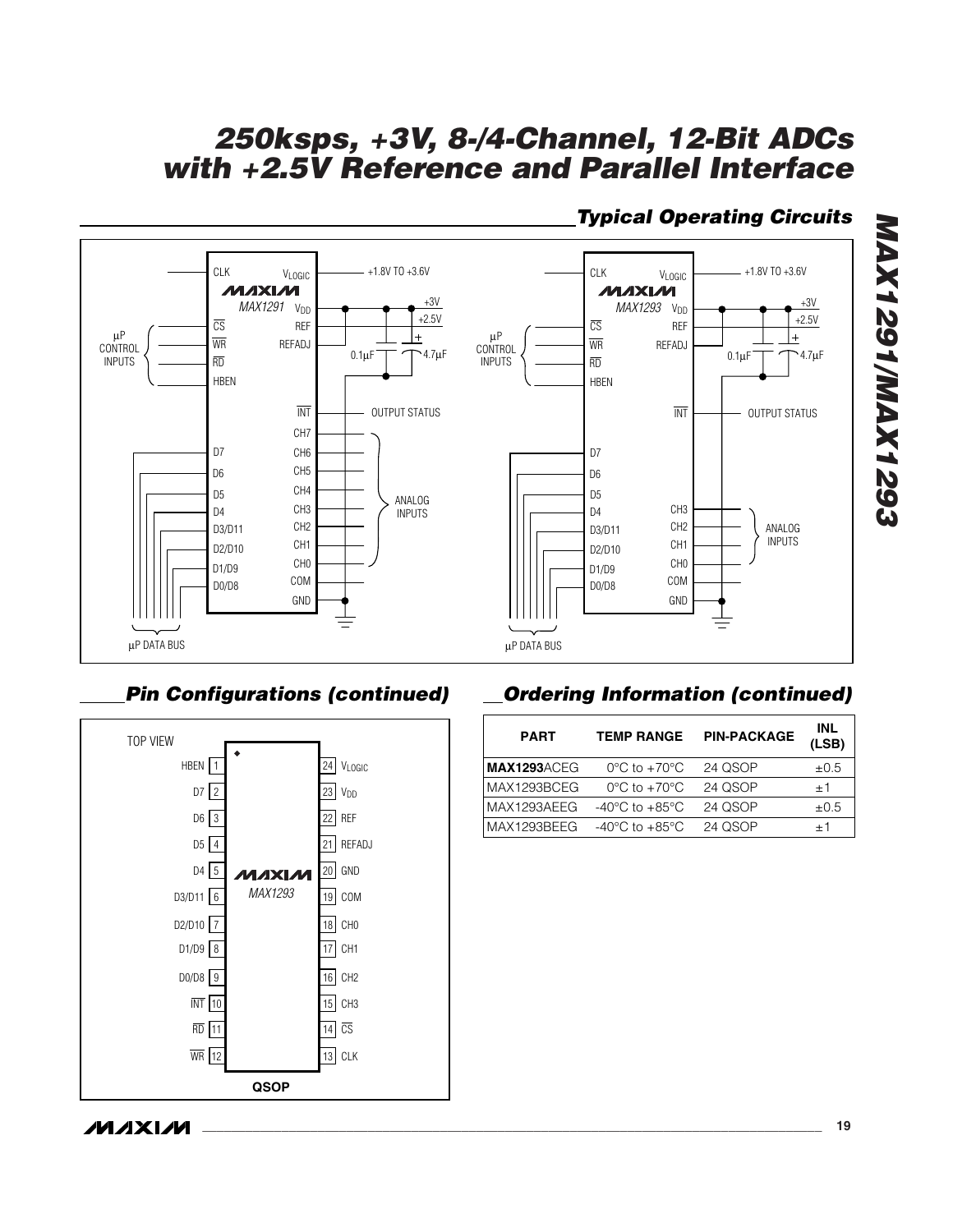## Typical Operating Circuits

## Pin Configurations (continued)

| Pin | Name | Pin | Name |
|---|---|---|---|
| 1 | HBEN | 24 | $V_{LOGIC}$ |
| 2 | D7 | 23 | $V_{DD}$ |
| 3 | D6 | 22 | REF |
| 4 | D5 | 21 | REFADJ |
| 5 | D4 | 20 | GND |
| 6 | D3/D11 | 19 | COM |
| 7 | D2/D10 | 18 | CH0 |
| 8 | D1/D9 | 17 | CH1 |
| 9 | D0/D8 | 16 | CH2 |
| 10 | INT | 15 | CH3 |
| 11 | RD | 14 | CS |
| 12 | WR | 13 | CLK |

TOP VIEW — MAX1293 — QSOP

## Ordering Information (continued)

| PART | TEMP RANGE | PIN-PACKAGE | INL (LSB) |
|---|---|---|---|
| **MAX1293**ACEG | 0°C to +70°C | 24 QSOP | ±0.5 |
| MAX1293BCEG | 0°C to +70°C | 24 QSOP | ±1 |
| MAX1293AEEG | -40°C to +85°C | 24 QSOP | ±0.5 |
| MAX1293BEEG | -40°C to +85°C | 24 QSOP | ±1 |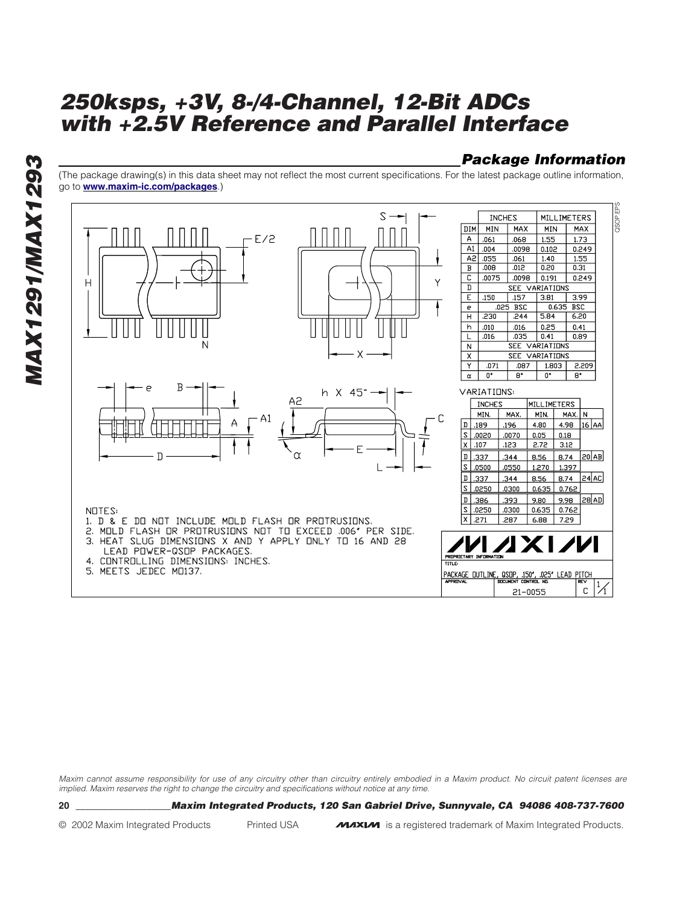## Package Information

(The package drawing(s) in this data sheet may not reflect the most current specifications. For the latest package outline information, go to **www.maxim-ic.com/packages**.)

| | INCHES | | MILLIMETERS | |
|---|---|---|---|---|
| DIM | MIN | MAX | MIN | MAX |
| A | .061 | .068 | 1.55 | 1.73 |
| A1 | .004 | .0098 | 0.102 | 0.249 |
| A2 | .055 | .061 | 1.40 | 1.55 |
| B | .008 | .012 | 0.20 | 0.31 |
| C | .0075 | .0098 | 0.191 | 0.249 |
| D | SEE VARIATIONS | | | |
| E | .150 | .157 | 3.81 | 3.99 |
| e | .025 BSC | | 0.635 BSC | |
| H | .230 | .244 | 5.84 | 6.20 |
| h | .010 | .016 | 0.25 | 0.41 |
| L | .016 | .035 | 0.41 | 0.89 |
| N | SEE VARIATIONS | | | |
| X | SEE VARIATIONS | | | |
| Y | .071 | .087 | 1.803 | 2.209 |
| α | 0° | 8° | 0° | 8° |

VARIATIONS:

| | INCHES | | MILLIMETERS | | | |
|---|---|---|---|---|---|---|
| | MIN. | MAX. | MIN. | MAX. | N | |
| D | .189 | .196 | 4.80 | 4.98 | 16 | AA |
| S | .0020 | .0070 | 0.05 | 0.18 | | |
| X | .107 | .123 | 2.72 | 3.12 | | |
| D | .337 | .344 | 8.56 | 8.74 | 20 | AB |
| S | .0500 | .0550 | 1.270 | 1.397 | | |
| D | .337 | .344 | 8.56 | 8.74 | 24 | AC |
| S | .0250 | .0300 | 0.635 | 0.762 | | |
| D | .386 | .393 | 9.80 | 9.98 | 28 | AD |
| S | .0250 | .0300 | 0.635 | 0.762 | | |
| X | .271 | .287 | 6.88 | 7.29 | | |

NOTES:
1. D & E DO NOT INCLUDE MOLD FLASH OR PROTRUSIONS.
2. MOLD FLASH OR PROTRUSIONS NOT TO EXCEED .006" PER SIDE.
3. HEAT SLUG DIMENSIONS X AND Y APPLY ONLY TO 16 AND 28 LEAD POWER-QSOP PACKAGES.
4. CONTROLLING DIMENSIONS: INCHES.
5. MEETS JEDEC MO137.

MAXIM
PROPRIETARY INFORMATION
TITLE: PACKAGE OUTLINE, QSOP, .150", .025" LEAD PITCH
APPROVAL | DOCUMENT CONTROL NO. 21-0055 | REV C | 1/1

*Maxim cannot assume responsibility for use of any circuitry other than circuitry entirely embodied in a Maxim product. No circuit patent licenses are implied. Maxim reserves the right to change the circuitry and specifications without notice at any time.*

***Maxim Integrated Products, 120 San Gabriel Drive, Sunnyvale, CA 94086 408-737-7600***

© 2002 Maxim Integrated Products Printed USA MAXIM is a registered trademark of Maxim Integrated Products.